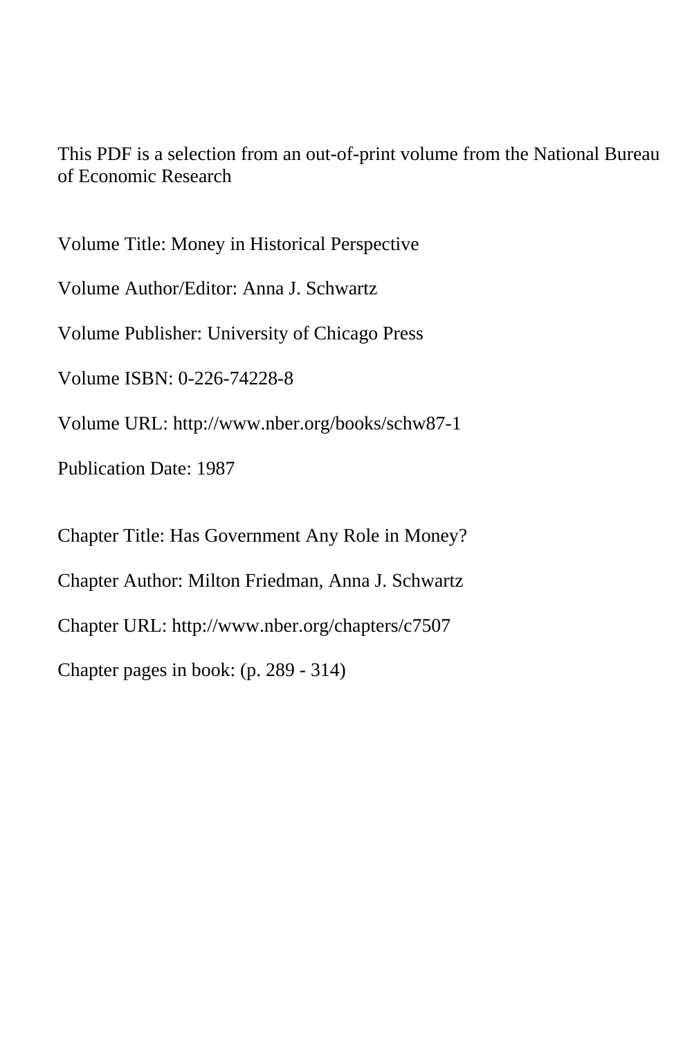This PDF is a selection from an out-of-print volume from the National Bureau of Economic Research

Volume Title: Money in Historical Perspective

Volume Author/Editor: Anna J. Schwartz

Volume Publisher: University of Chicago Press

Volume ISBN: 0-226-74228-8

Volume URL: http://www.nber.org/books/schw87-1

Publication Date: 1987

Chapter Title: Has Government Any Role in Money?

Chapter Author: Milton Friedman, Anna J. Schwartz

Chapter URL: http://www.nber.org/chapters/c7507

Chapter pages in book: (p. 289 - 314)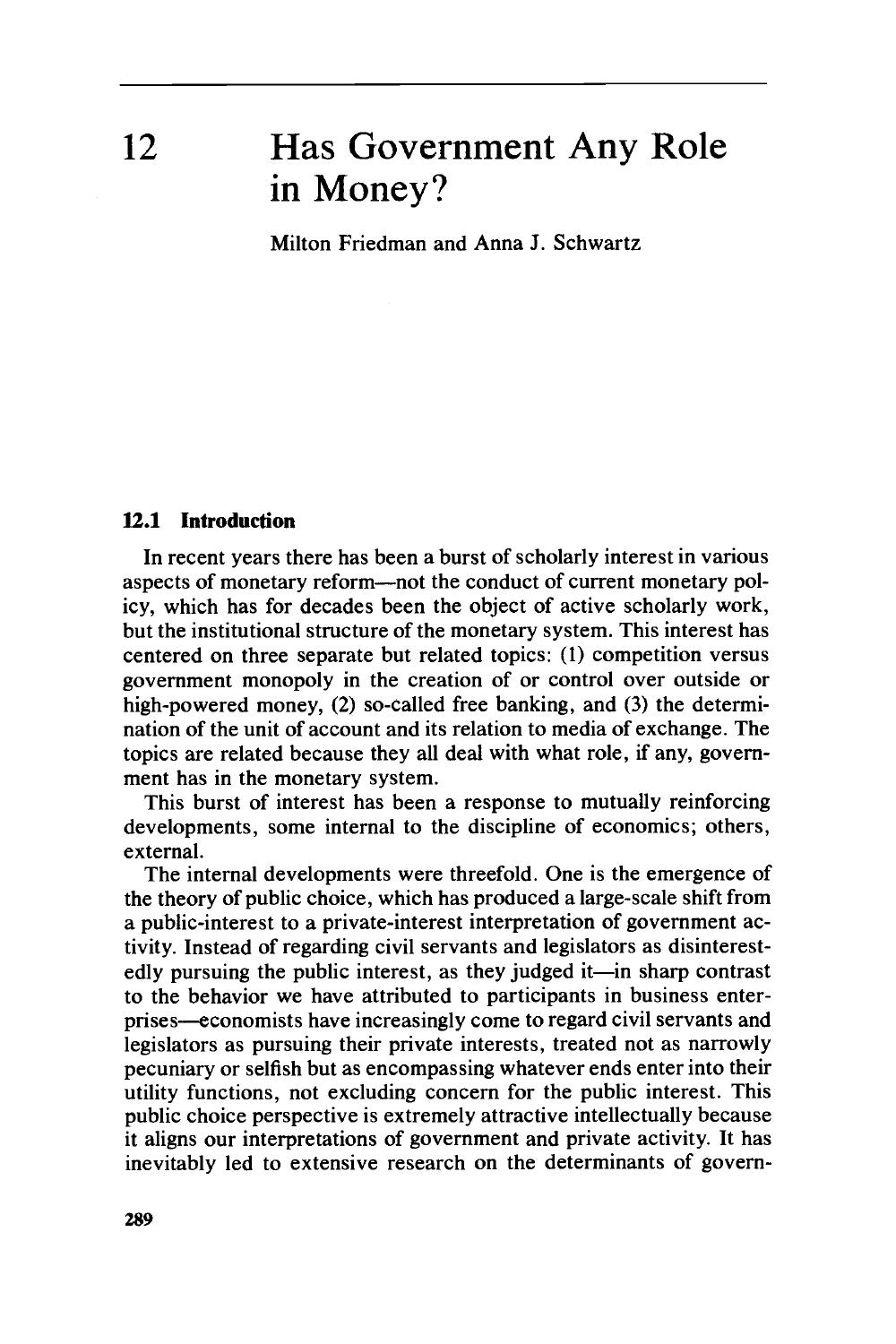# 12 Has Government Any Role in Money?

Milton Friedman and Anna J. Schwartz

## 12.1 Introduction

In recent years there has been a burst of scholarly interest in various aspects of monetary reform—not the conduct of current monetary policy, which has for decades been the object of active scholarly work, but the institutional structure of the monetary system. This interest has centered on three separate but related topics: (1) competition versus government monopoly in the creation of or control over outside or high-powered money, (2) so-called free banking, and (3) the determination of the unit of account and its relation to media of exchange. The topics are related because they all deal with what role, if any, government has in the monetary system.

This burst of interest has been a response to mutually reinforcing developments, some internal to the discipline of economics; others, external.

The internal developments were threefold. One is the emergence of the theory of public choice, which has produced a large-scale shift from a public-interest to a private-interest interpretation of government activity. Instead of regarding civil servants and legislators as disinterestedly pursuing the public interest, as they judged it—in sharp contrast to the behavior we have attributed to participants in business enterprises—economists have increasingly come to regard civil servants and legislators as pursuing their private interests, treated not as narrowly pecuniary or selfish but as encompassing whatever ends enter into their utility functions, not excluding concern for the public interest. This public choice perspective is extremely attractive intellectually because it aligns our interpretations of government and private activity. It has inevitably led to extensive research on the determinants of govern-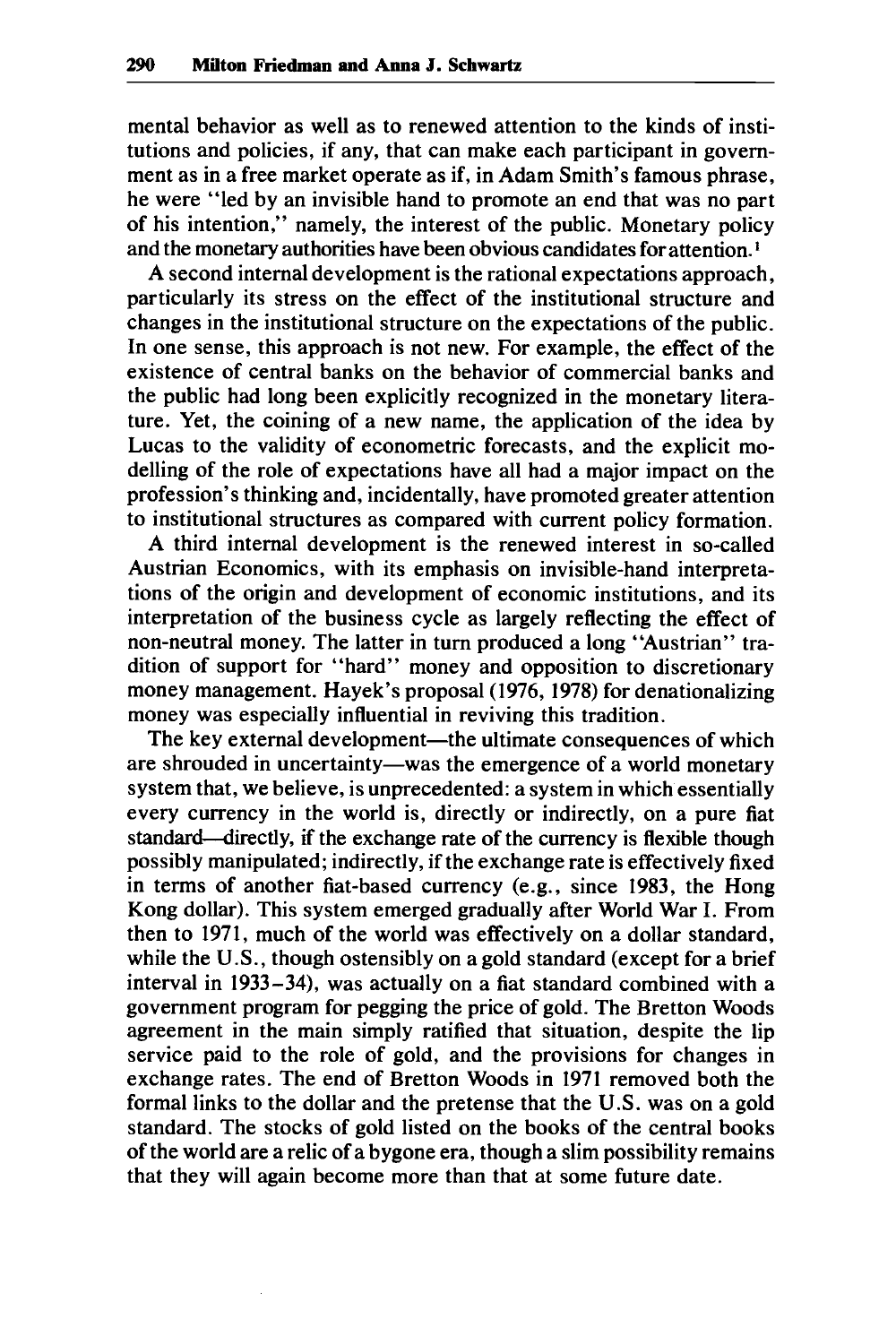mental behavior as well as to renewed attention to the kinds of institutions and policies, if any, that can make each participant in government as in a free market operate as if, in Adam Smith's famous phrase, he were "led by an invisible hand to promote an end that was no part of his intention," namely, the interest of the public. Monetary policy and the monetary authorities have been obvious candidates for attention.[1]

A second internal development is the rational expectations approach, particularly its stress on the effect of the institutional structure and changes in the institutional structure on the expectations of the public. In one sense, this approach is not new. For example, the effect of the existence of central banks on the behavior of commercial banks and the public had long been explicitly recognized in the monetary literature. Yet, the coining of a new name, the application of the idea by Lucas to the validity of econometric forecasts, and the explicit modelling of the role of expectations have all had a major impact on the profession's thinking and, incidentally, have promoted greater attention to institutional structures as compared with current policy formation.

A third internal development is the renewed interest in so-called Austrian Economics, with its emphasis on invisible-hand interpretations of the origin and development of economic institutions, and its interpretation of the business cycle as largely reflecting the effect of non-neutral money. The latter in turn produced a long "Austrian" tradition of support for "hard" money and opposition to discretionary money management. Hayek's proposal (1976, 1978) for denationalizing money was especially influential in reviving this tradition.

The key external development—the ultimate consequences of which are shrouded in uncertainty—was the emergence of a world monetary system that, we believe, is unprecedented: a system in which essentially every currency in the world is, directly or indirectly, on a pure fiat standard—directly, if the exchange rate of the currency is flexible though possibly manipulated; indirectly, if the exchange rate is effectively fixed in terms of another fiat-based currency (e.g., since 1983, the Hong Kong dollar). This system emerged gradually after World War I. From then to 1971, much of the world was effectively on a dollar standard, while the U.S., though ostensibly on a gold standard (except for a brief interval in 1933–34), was actually on a fiat standard combined with a government program for pegging the price of gold. The Bretton Woods agreement in the main simply ratified that situation, despite the lip service paid to the role of gold, and the provisions for changes in exchange rates. The end of Bretton Woods in 1971 removed both the formal links to the dollar and the pretense that the U.S. was on a gold standard. The stocks of gold listed on the books of the central books of the world are a relic of a bygone era, though a slim possibility remains that they will again become more than that at some future date.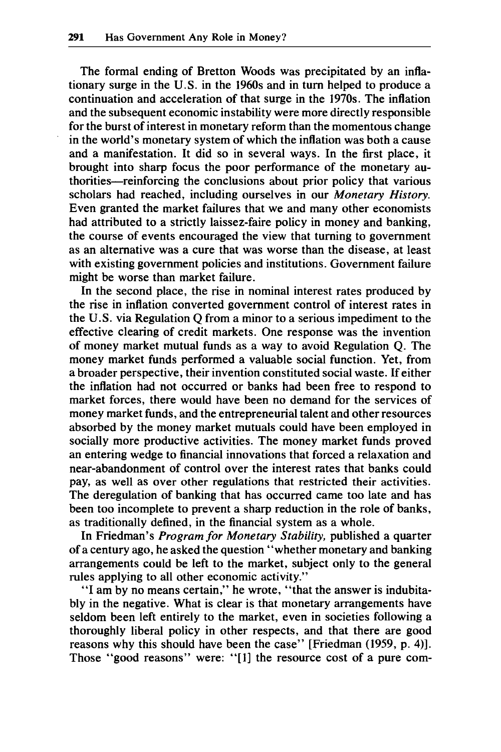The formal ending of Bretton Woods was precipitated by an inflationary surge in the U.S. in the 1960s and in turn helped to produce a continuation and acceleration of that surge in the 1970s. The inflation and the subsequent economic instability were more directly responsible for the burst of interest in monetary reform than the momentous change in the world's monetary system of which the inflation was both a cause and a manifestation. It did so in several ways. In the first place, it brought into sharp focus the poor performance of the monetary authorities—reinforcing the conclusions about prior policy that various scholars had reached, including ourselves in our *Monetary History*. Even granted the market failures that we and many other economists had attributed to a strictly laissez-faire policy in money and banking, the course of events encouraged the view that turning to government as an alternative was a cure that was worse than the disease, at least with existing government policies and institutions. Government failure might be worse than market failure.

In the second place, the rise in nominal interest rates produced by the rise in inflation converted government control of interest rates in the U.S. via Regulation Q from a minor to a serious impediment to the effective clearing of credit markets. One response was the invention of money market mutual funds as a way to avoid Regulation Q. The money market funds performed a valuable social function. Yet, from a broader perspective, their invention constituted social waste. If either the inflation had not occurred or banks had been free to respond to market forces, there would have been no demand for the services of money market funds, and the entrepreneurial talent and other resources absorbed by the money market mutuals could have been employed in socially more productive activities. The money market funds proved an entering wedge to financial innovations that forced a relaxation and near-abandonment of control over the interest rates that banks could pay, as well as over other regulations that restricted their activities. The deregulation of banking that has occurred came too late and has been too incomplete to prevent a sharp reduction in the role of banks, as traditionally defined, in the financial system as a whole.

In Friedman's *Program for Monetary Stability*, published a quarter of a century ago, he asked the question "whether monetary and banking arrangements could be left to the market, subject only to the general rules applying to all other economic activity."

"I am by no means certain," he wrote, "that the answer is indubitably in the negative. What is clear is that monetary arrangements have seldom been left entirely to the market, even in societies following a thoroughly liberal policy in other respects, and that there are good reasons why this should have been the case" [Friedman (1959, p. 4)]. Those "good reasons" were: "[1] the resource cost of a pure com-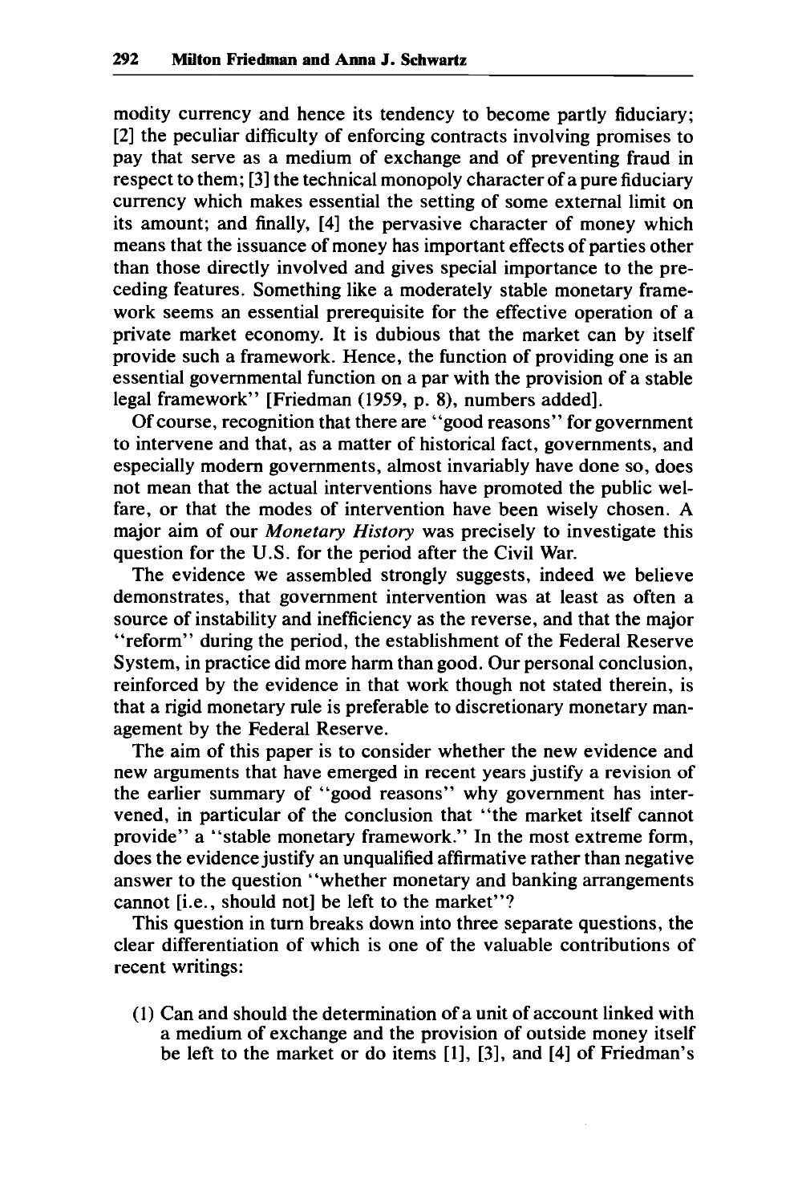modity currency and hence its tendency to become partly fiduciary; [2] the peculiar difficulty of enforcing contracts involving promises to pay that serve as a medium of exchange and of preventing fraud in respect to them; [3] the technical monopoly character of a pure fiduciary currency which makes essential the setting of some external limit on its amount; and finally, [4] the pervasive character of money which means that the issuance of money has important effects of parties other than those directly involved and gives special importance to the preceding features. Something like a moderately stable monetary framework seems an essential prerequisite for the effective operation of a private market economy. It is dubious that the market can by itself provide such a framework. Hence, the function of providing one is an essential governmental function on a par with the provision of a stable legal framework" [Friedman (1959, p. 8), numbers added].

Of course, recognition that there are "good reasons" for government to intervene and that, as a matter of historical fact, governments, and especially modern governments, almost invariably have done so, does not mean that the actual interventions have promoted the public welfare, or that the modes of intervention have been wisely chosen. A major aim of our *Monetary History* was precisely to investigate this question for the U.S. for the period after the Civil War.

The evidence we assembled strongly suggests, indeed we believe demonstrates, that government intervention was at least as often a source of instability and inefficiency as the reverse, and that the major "reform" during the period, the establishment of the Federal Reserve System, in practice did more harm than good. Our personal conclusion, reinforced by the evidence in that work though not stated therein, is that a rigid monetary rule is preferable to discretionary monetary management by the Federal Reserve.

The aim of this paper is to consider whether the new evidence and new arguments that have emerged in recent years justify a revision of the earlier summary of "good reasons" why government has intervened, in particular of the conclusion that "the market itself cannot provide" a "stable monetary framework." In the most extreme form, does the evidence justify an unqualified affirmative rather than negative answer to the question "whether monetary and banking arrangements cannot [i.e., should not] be left to the market"?

This question in turn breaks down into three separate questions, the clear differentiation of which is one of the valuable contributions of recent writings:

(1) Can and should the determination of a unit of account linked with a medium of exchange and the provision of outside money itself be left to the market or do items [1], [3], and [4] of Friedman's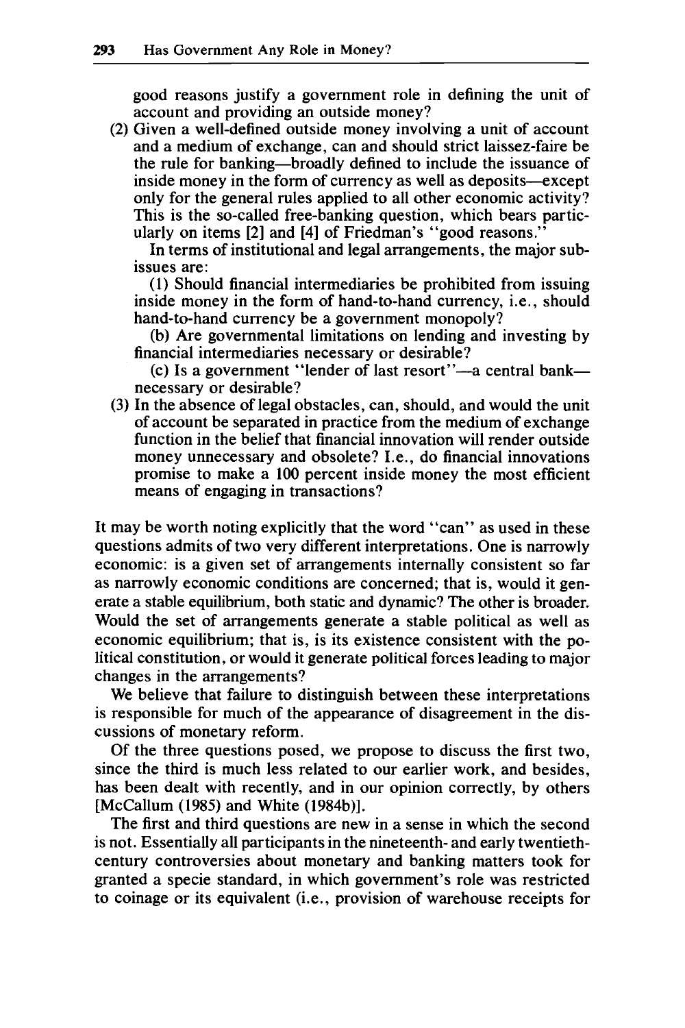good reasons justify a government role in defining the unit of account and providing an outside money?

(2) Given a well-defined outside money involving a unit of account and a medium of exchange, can and should strict laissez-faire be the rule for banking—broadly defined to include the issuance of inside money in the form of currency as well as deposits—except only for the general rules applied to all other economic activity? This is the so-called free-banking question, which bears particularly on items [2] and [4] of Friedman's "good reasons."

In terms of institutional and legal arrangements, the major sub-issues are:

(1) Should financial intermediaries be prohibited from issuing inside money in the form of hand-to-hand currency, i.e., should hand-to-hand currency be a government monopoly?

(b) Are governmental limitations on lending and investing by financial intermediaries necessary or desirable?

(c) Is a government "lender of last resort"—a central bank—necessary or desirable?

(3) In the absence of legal obstacles, can, should, and would the unit of account be separated in practice from the medium of exchange function in the belief that financial innovation will render outside money unnecessary and obsolete? I.e., do financial innovations promise to make a 100 percent inside money the most efficient means of engaging in transactions?

It may be worth noting explicitly that the word "can" as used in these questions admits of two very different interpretations. One is narrowly economic: is a given set of arrangements internally consistent so far as narrowly economic conditions are concerned; that is, would it generate a stable equilibrium, both static and dynamic? The other is broader. Would the set of arrangements generate a stable political as well as economic equilibrium; that is, is its existence consistent with the political constitution, or would it generate political forces leading to major changes in the arrangements?

We believe that failure to distinguish between these interpretations is responsible for much of the appearance of disagreement in the discussions of monetary reform.

Of the three questions posed, we propose to discuss the first two, since the third is much less related to our earlier work, and besides, has been dealt with recently, and in our opinion correctly, by others [McCallum (1985) and White (1984b)].

The first and third questions are new in a sense in which the second is not. Essentially all participants in the nineteenth- and early twentieth-century controversies about monetary and banking matters took for granted a specie standard, in which government's role was restricted to coinage or its equivalent (i.e., provision of warehouse receipts for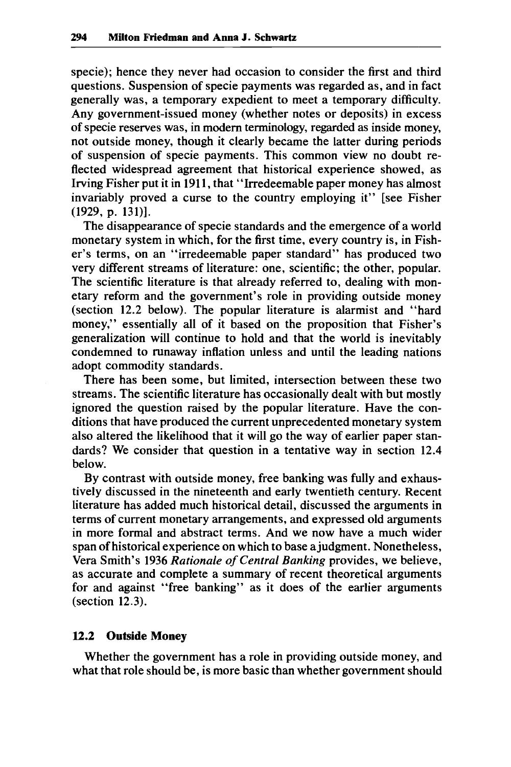specie); hence they never had occasion to consider the first and third questions. Suspension of specie payments was regarded as, and in fact generally was, a temporary expedient to meet a temporary difficulty. Any government-issued money (whether notes or deposits) in excess of specie reserves was, in modern terminology, regarded as inside money, not outside money, though it clearly became the latter during periods of suspension of specie payments. This common view no doubt reflected widespread agreement that historical experience showed, as Irving Fisher put it in 1911, that "Irredeemable paper money has almost invariably proved a curse to the country employing it" [see Fisher (1929, p. 131)].

The disappearance of specie standards and the emergence of a world monetary system in which, for the first time, every country is, in Fisher's terms, on an "irredeemable paper standard" has produced two very different streams of literature: one, scientific; the other, popular. The scientific literature is that already referred to, dealing with monetary reform and the government's role in providing outside money (section 12.2 below). The popular literature is alarmist and "hard money," essentially all of it based on the proposition that Fisher's generalization will continue to hold and that the world is inevitably condemned to runaway inflation unless and until the leading nations adopt commodity standards.

There has been some, but limited, intersection between these two streams. The scientific literature has occasionally dealt with but mostly ignored the question raised by the popular literature. Have the conditions that have produced the current unprecedented monetary system also altered the likelihood that it will go the way of earlier paper standards? We consider that question in a tentative way in section 12.4 below.

By contrast with outside money, free banking was fully and exhaustively discussed in the nineteenth and early twentieth century. Recent literature has added much historical detail, discussed the arguments in terms of current monetary arrangements, and expressed old arguments in more formal and abstract terms. And we now have a much wider span of historical experience on which to base a judgment. Nonetheless, Vera Smith's 1936 *Rationale of Central Banking* provides, we believe, as accurate and complete a summary of recent theoretical arguments for and against "free banking" as it does of the earlier arguments (section 12.3).

## 12.2 Outside Money

Whether the government has a role in providing outside money, and what that role should be, is more basic than whether government should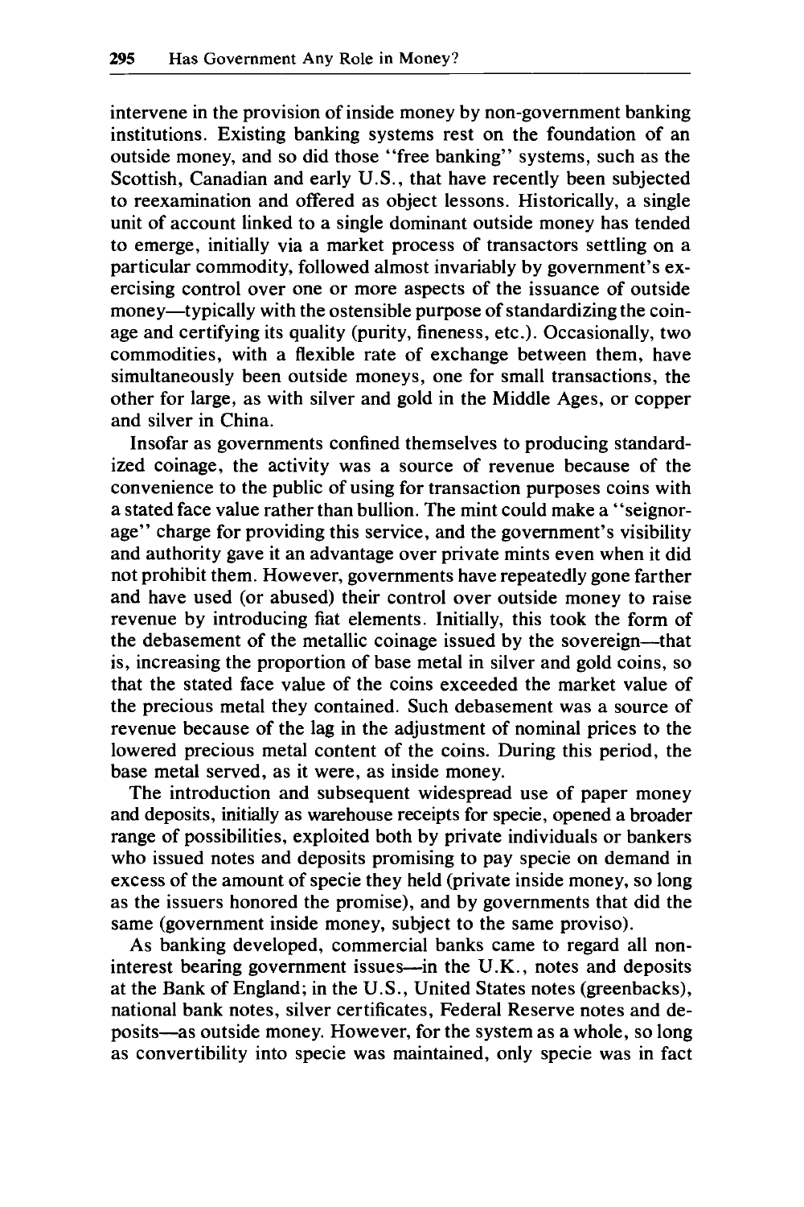intervene in the provision of inside money by non-government banking institutions. Existing banking systems rest on the foundation of an outside money, and so did those "free banking" systems, such as the Scottish, Canadian and early U.S., that have recently been subjected to reexamination and offered as object lessons. Historically, a single unit of account linked to a single dominant outside money has tended to emerge, initially via a market process of transactors settling on a particular commodity, followed almost invariably by government's exercising control over one or more aspects of the issuance of outside money—typically with the ostensible purpose of standardizing the coinage and certifying its quality (purity, fineness, etc.). Occasionally, two commodities, with a flexible rate of exchange between them, have simultaneously been outside moneys, one for small transactions, the other for large, as with silver and gold in the Middle Ages, or copper and silver in China.

Insofar as governments confined themselves to producing standardized coinage, the activity was a source of revenue because of the convenience to the public of using for transaction purposes coins with a stated face value rather than bullion. The mint could make a "seignorage" charge for providing this service, and the government's visibility and authority gave it an advantage over private mints even when it did not prohibit them. However, governments have repeatedly gone farther and have used (or abused) their control over outside money to raise revenue by introducing fiat elements. Initially, this took the form of the debasement of the metallic coinage issued by the sovereign—that is, increasing the proportion of base metal in silver and gold coins, so that the stated face value of the coins exceeded the market value of the precious metal they contained. Such debasement was a source of revenue because of the lag in the adjustment of nominal prices to the lowered precious metal content of the coins. During this period, the base metal served, as it were, as inside money.

The introduction and subsequent widespread use of paper money and deposits, initially as warehouse receipts for specie, opened a broader range of possibilities, exploited both by private individuals or bankers who issued notes and deposits promising to pay specie on demand in excess of the amount of specie they held (private inside money, so long as the issuers honored the promise), and by governments that did the same (government inside money, subject to the same proviso).

As banking developed, commercial banks came to regard all non-interest bearing government issues—in the U.K., notes and deposits at the Bank of England; in the U.S., United States notes (greenbacks), national bank notes, silver certificates, Federal Reserve notes and deposits—as outside money. However, for the system as a whole, so long as convertibility into specie was maintained, only specie was in fact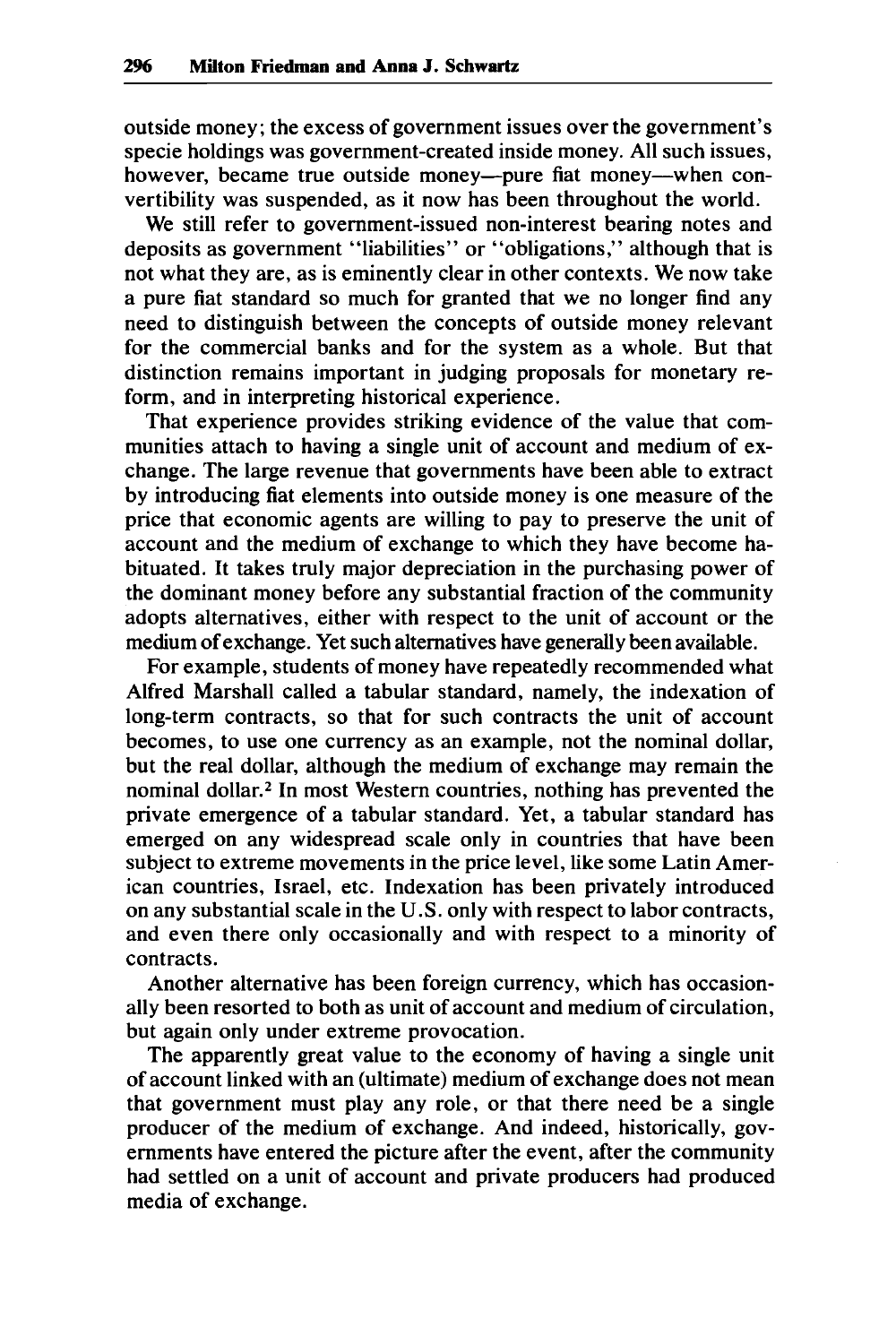outside money; the excess of government issues over the government's specie holdings was government-created inside money. All such issues, however, became true outside money—pure fiat money—when convertibility was suspended, as it now has been throughout the world.

We still refer to government-issued non-interest bearing notes and deposits as government "liabilities" or "obligations," although that is not what they are, as is eminently clear in other contexts. We now take a pure fiat standard so much for granted that we no longer find any need to distinguish between the concepts of outside money relevant for the commercial banks and for the system as a whole. But that distinction remains important in judging proposals for monetary reform, and in interpreting historical experience.

That experience provides striking evidence of the value that communities attach to having a single unit of account and medium of exchange. The large revenue that governments have been able to extract by introducing fiat elements into outside money is one measure of the price that economic agents are willing to pay to preserve the unit of account and the medium of exchange to which they have become habituated. It takes truly major depreciation in the purchasing power of the dominant money before any substantial fraction of the community adopts alternatives, either with respect to the unit of account or the medium of exchange. Yet such alternatives have generally been available.

For example, students of money have repeatedly recommended what Alfred Marshall called a tabular standard, namely, the indexation of long-term contracts, so that for such contracts the unit of account becomes, to use one currency as an example, not the nominal dollar, but the real dollar, although the medium of exchange may remain the nominal dollar.[2] In most Western countries, nothing has prevented the private emergence of a tabular standard. Yet, a tabular standard has emerged on any widespread scale only in countries that have been subject to extreme movements in the price level, like some Latin American countries, Israel, etc. Indexation has been privately introduced on any substantial scale in the U.S. only with respect to labor contracts, and even there only occasionally and with respect to a minority of contracts.

Another alternative has been foreign currency, which has occasionally been resorted to both as unit of account and medium of circulation, but again only under extreme provocation.

The apparently great value to the economy of having a single unit of account linked with an (ultimate) medium of exchange does not mean that government must play any role, or that there need be a single producer of the medium of exchange. And indeed, historically, governments have entered the picture after the event, after the community had settled on a unit of account and private producers had produced media of exchange.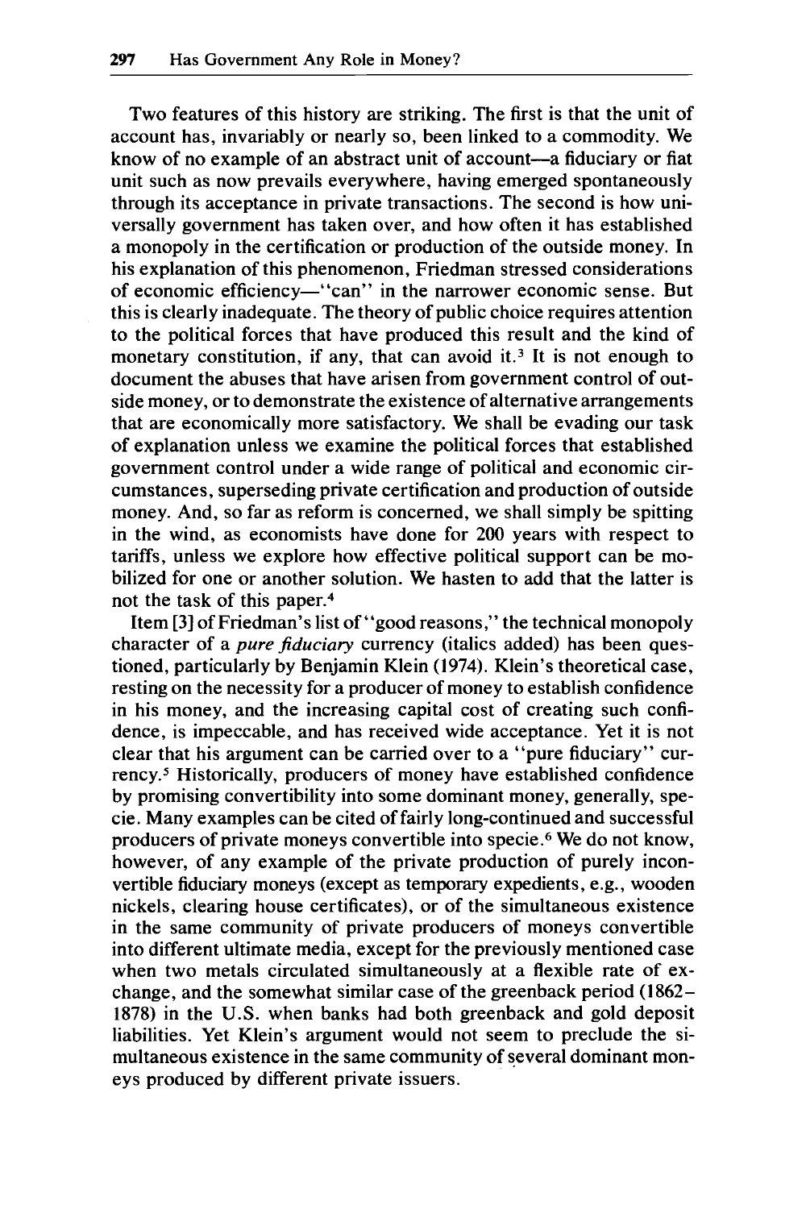Two features of this history are striking. The first is that the unit of account has, invariably or nearly so, been linked to a commodity. We know of no example of an abstract unit of account—a fiduciary or fiat unit such as now prevails everywhere, having emerged spontaneously through its acceptance in private transactions. The second is how universally government has taken over, and how often it has established a monopoly in the certification or production of the outside money. In his explanation of this phenomenon, Friedman stressed considerations of economic efficiency—"can" in the narrower economic sense. But this is clearly inadequate. The theory of public choice requires attention to the political forces that have produced this result and the kind of monetary constitution, if any, that can avoid it.[3] It is not enough to document the abuses that have arisen from government control of outside money, or to demonstrate the existence of alternative arrangements that are economically more satisfactory. We shall be evading our task of explanation unless we examine the political forces that established government control under a wide range of political and economic circumstances, superseding private certification and production of outside money. And, so far as reform is concerned, we shall simply be spitting in the wind, as economists have done for 200 years with respect to tariffs, unless we explore how effective political support can be mobilized for one or another solution. We hasten to add that the latter is not the task of this paper.[4]

Item [3] of Friedman's list of "good reasons," the technical monopoly character of a *pure fiduciary* currency (italics added) has been questioned, particularly by Benjamin Klein (1974). Klein's theoretical case, resting on the necessity for a producer of money to establish confidence in his money, and the increasing capital cost of creating such confidence, is impeccable, and has received wide acceptance. Yet it is not clear that his argument can be carried over to a "pure fiduciary" currency.[5] Historically, producers of money have established confidence by promising convertibility into some dominant money, generally, specie. Many examples can be cited of fairly long-continued and successful producers of private moneys convertible into specie.[6] We do not know, however, of any example of the private production of purely inconvertible fiduciary moneys (except as temporary expedients, e.g., wooden nickels, clearing house certificates), or of the simultaneous existence in the same community of private producers of moneys convertible into different ultimate media, except for the previously mentioned case when two metals circulated simultaneously at a flexible rate of exchange, and the somewhat similar case of the greenback period (1862–1878) in the U.S. when banks had both greenback and gold deposit liabilities. Yet Klein's argument would not seem to preclude the simultaneous existence in the same community of several dominant moneys produced by different private issuers.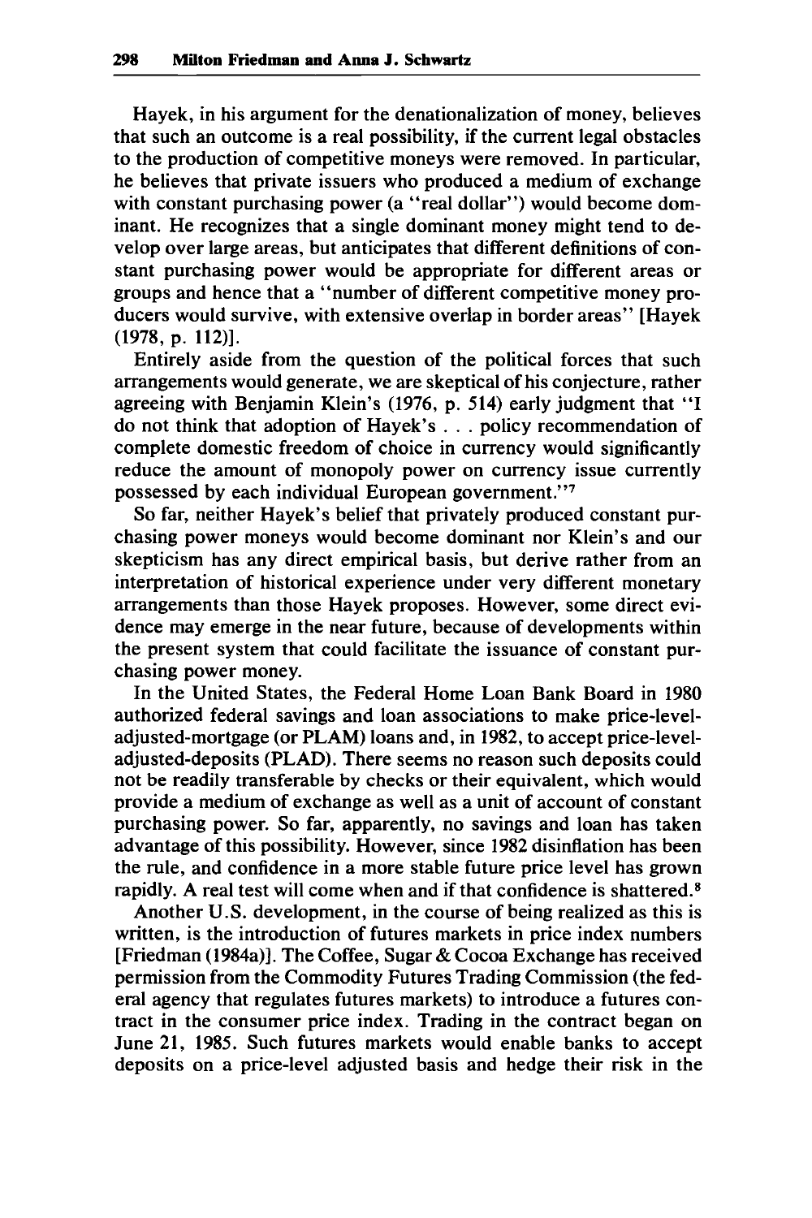Hayek, in his argument for the denationalization of money, believes that such an outcome is a real possibility, if the current legal obstacles to the production of competitive moneys were removed. In particular, he believes that private issuers who produced a medium of exchange with constant purchasing power (a "real dollar") would become dominant. He recognizes that a single dominant money might tend to develop over large areas, but anticipates that different definitions of constant purchasing power would be appropriate for different areas or groups and hence that a "number of different competitive money producers would survive, with extensive overlap in border areas" [Hayek (1978, p. 112)].

Entirely aside from the question of the political forces that such arrangements would generate, we are skeptical of his conjecture, rather agreeing with Benjamin Klein's (1976, p. 514) early judgment that "I do not think that adoption of Hayek's . . . policy recommendation of complete domestic freedom of choice in currency would significantly reduce the amount of monopoly power on currency issue currently possessed by each individual European government."[7]

So far, neither Hayek's belief that privately produced constant purchasing power moneys would become dominant nor Klein's and our skepticism has any direct empirical basis, but derive rather from an interpretation of historical experience under very different monetary arrangements than those Hayek proposes. However, some direct evidence may emerge in the near future, because of developments within the present system that could facilitate the issuance of constant purchasing power money.

In the United States, the Federal Home Loan Bank Board in 1980 authorized federal savings and loan associations to make price-level-adjusted-mortgage (or PLAM) loans and, in 1982, to accept price-level-adjusted-deposits (PLAD). There seems no reason such deposits could not be readily transferable by checks or their equivalent, which would provide a medium of exchange as well as a unit of account of constant purchasing power. So far, apparently, no savings and loan has taken advantage of this possibility. However, since 1982 disinflation has been the rule, and confidence in a more stable future price level has grown rapidly. A real test will come when and if that confidence is shattered.[8]

Another U.S. development, in the course of being realized as this is written, is the introduction of futures markets in price index numbers [Friedman (1984a)]. The Coffee, Sugar & Cocoa Exchange has received permission from the Commodity Futures Trading Commission (the federal agency that regulates futures markets) to introduce a futures contract in the consumer price index. Trading in the contract began on June 21, 1985. Such futures markets would enable banks to accept deposits on a price-level adjusted basis and hedge their risk in the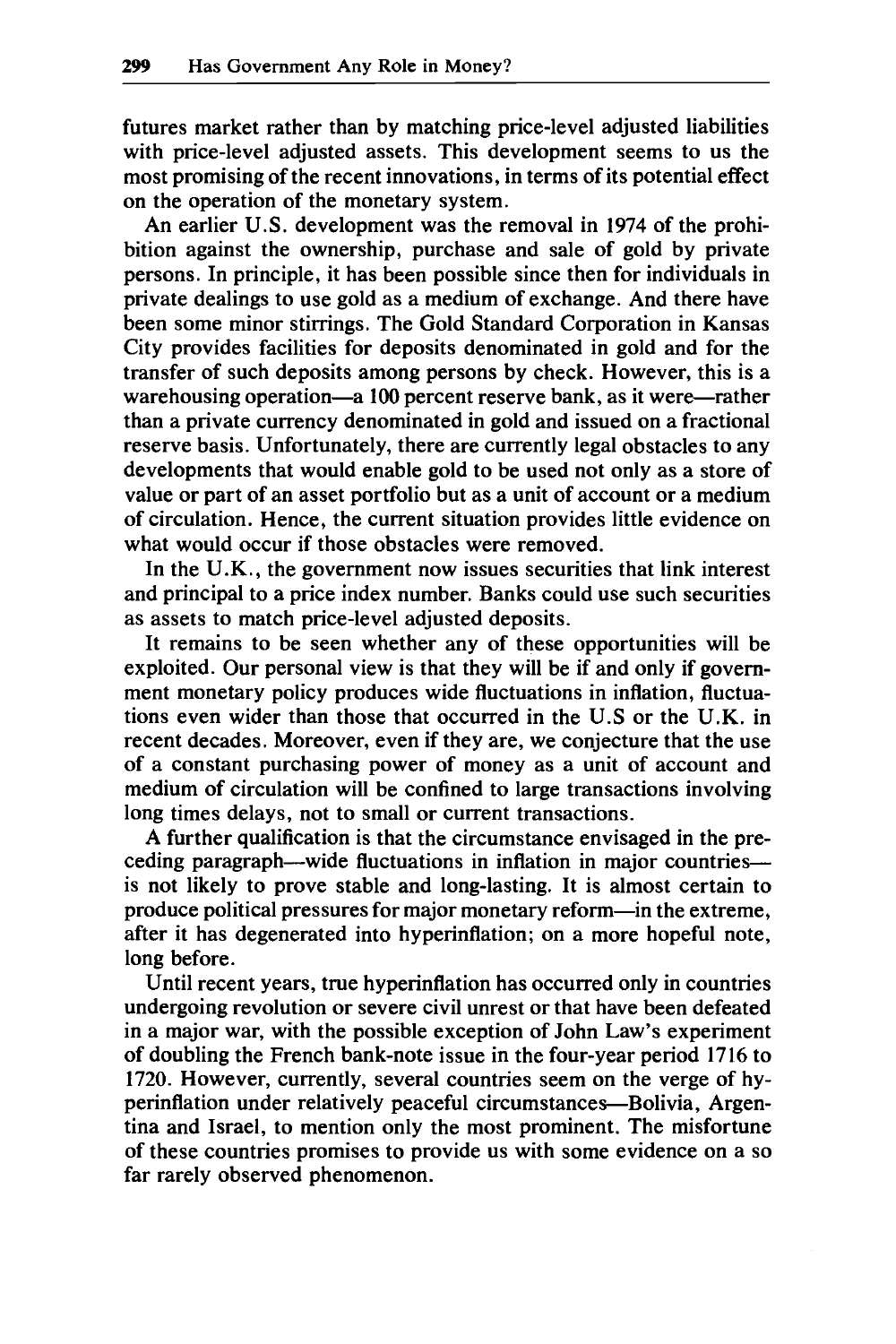futures market rather than by matching price-level adjusted liabilities with price-level adjusted assets. This development seems to us the most promising of the recent innovations, in terms of its potential effect on the operation of the monetary system.

An earlier U.S. development was the removal in 1974 of the prohibition against the ownership, purchase and sale of gold by private persons. In principle, it has been possible since then for individuals in private dealings to use gold as a medium of exchange. And there have been some minor stirrings. The Gold Standard Corporation in Kansas City provides facilities for deposits denominated in gold and for the transfer of such deposits among persons by check. However, this is a warehousing operation—a 100 percent reserve bank, as it were—rather than a private currency denominated in gold and issued on a fractional reserve basis. Unfortunately, there are currently legal obstacles to any developments that would enable gold to be used not only as a store of value or part of an asset portfolio but as a unit of account or a medium of circulation. Hence, the current situation provides little evidence on what would occur if those obstacles were removed.

In the U.K., the government now issues securities that link interest and principal to a price index number. Banks could use such securities as assets to match price-level adjusted deposits.

It remains to be seen whether any of these opportunities will be exploited. Our personal view is that they will be if and only if government monetary policy produces wide fluctuations in inflation, fluctuations even wider than those that occurred in the U.S or the U.K. in recent decades. Moreover, even if they are, we conjecture that the use of a constant purchasing power of money as a unit of account and medium of circulation will be confined to large transactions involving long times delays, not to small or current transactions.

A further qualification is that the circumstance envisaged in the preceding paragraph—wide fluctuations in inflation in major countries—is not likely to prove stable and long-lasting. It is almost certain to produce political pressures for major monetary reform—in the extreme, after it has degenerated into hyperinflation; on a more hopeful note, long before.

Until recent years, true hyperinflation has occurred only in countries undergoing revolution or severe civil unrest or that have been defeated in a major war, with the possible exception of John Law's experiment of doubling the French bank-note issue in the four-year period 1716 to 1720. However, currently, several countries seem on the verge of hyperinflation under relatively peaceful circumstances—Bolivia, Argentina and Israel, to mention only the most prominent. The misfortune of these countries promises to provide us with some evidence on a so far rarely observed phenomenon.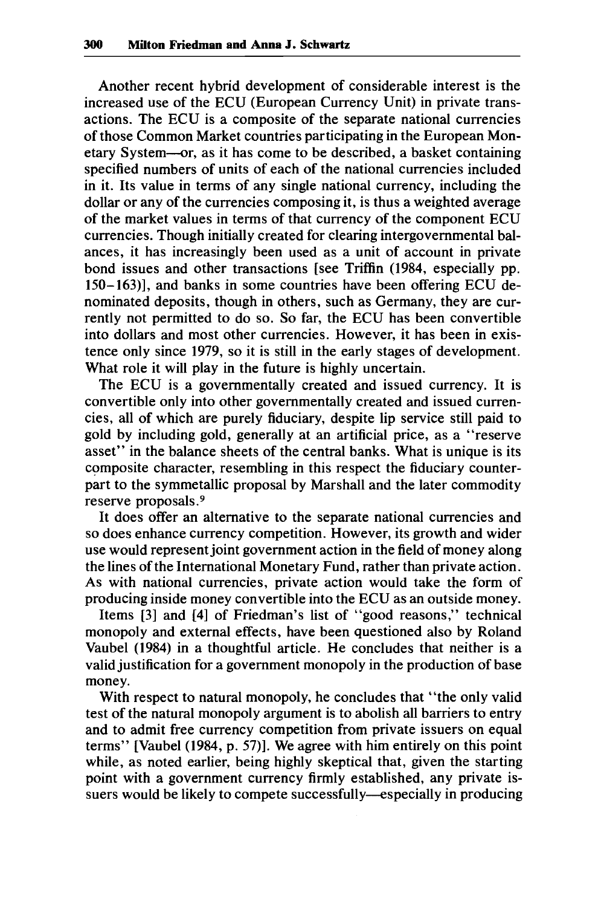Another recent hybrid development of considerable interest is the increased use of the ECU (European Currency Unit) in private transactions. The ECU is a composite of the separate national currencies of those Common Market countries participating in the European Monetary System—or, as it has come to be described, a basket containing specified numbers of units of each of the national currencies included in it. Its value in terms of any single national currency, including the dollar or any of the currencies composing it, is thus a weighted average of the market values in terms of that currency of the component ECU currencies. Though initially created for clearing intergovernmental balances, it has increasingly been used as a unit of account in private bond issues and other transactions [see Triffin (1984, especially pp. 150–163)], and banks in some countries have been offering ECU denominated deposits, though in others, such as Germany, they are currently not permitted to do so. So far, the ECU has been convertible into dollars and most other currencies. However, it has been in existence only since 1979, so it is still in the early stages of development. What role it will play in the future is highly uncertain.

The ECU is a governmentally created and issued currency. It is convertible only into other governmentally created and issued currencies, all of which are purely fiduciary, despite lip service still paid to gold by including gold, generally at an artificial price, as a "reserve asset" in the balance sheets of the central banks. What is unique is its composite character, resembling in this respect the fiduciary counterpart to the symmetallic proposal by Marshall and the later commodity reserve proposals.[9]

It does offer an alternative to the separate national currencies and so does enhance currency competition. However, its growth and wider use would represent joint government action in the field of money along the lines of the International Monetary Fund, rather than private action. As with national currencies, private action would take the form of producing inside money convertible into the ECU as an outside money.

Items [3] and [4] of Friedman's list of "good reasons," technical monopoly and external effects, have been questioned also by Roland Vaubel (1984) in a thoughtful article. He concludes that neither is a valid justification for a government monopoly in the production of base money.

With respect to natural monopoly, he concludes that "the only valid test of the natural monopoly argument is to abolish all barriers to entry and to admit free currency competition from private issuers on equal terms" [Vaubel (1984, p. 57)]. We agree with him entirely on this point while, as noted earlier, being highly skeptical that, given the starting point with a government currency firmly established, any private issuers would be likely to compete successfully—especially in producing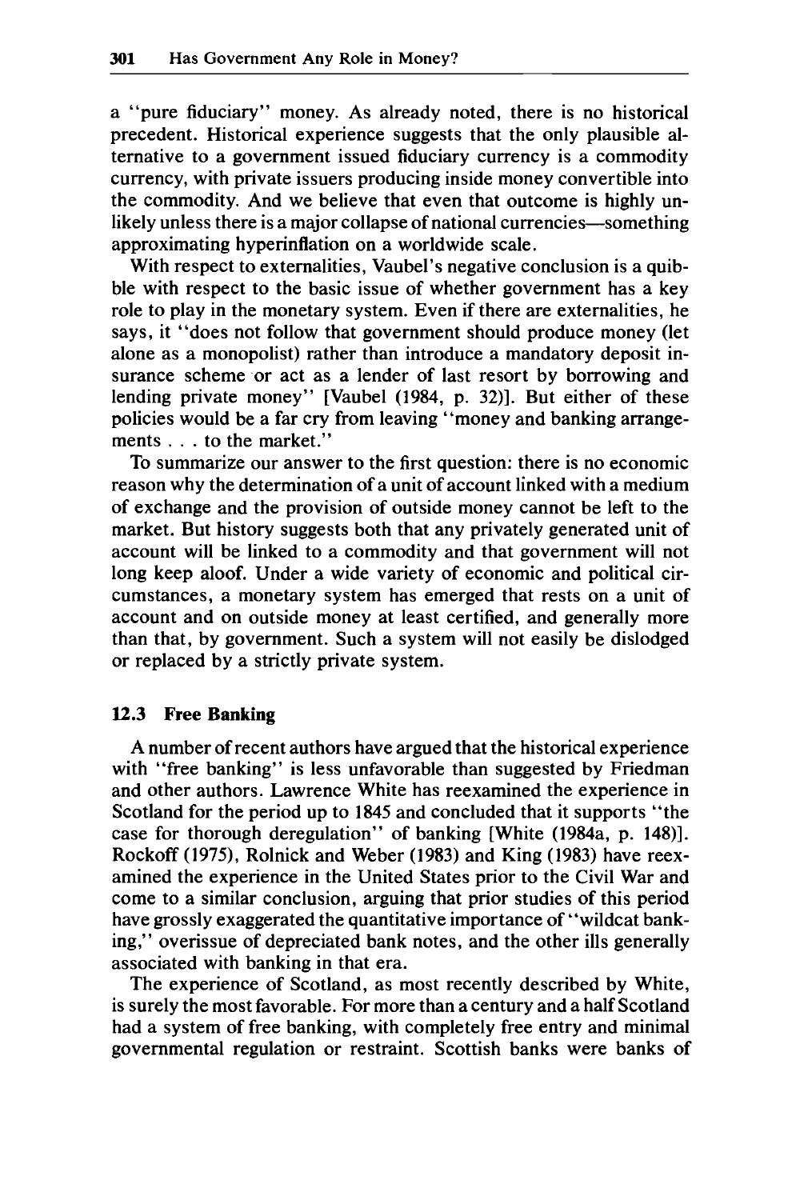a "pure fiduciary" money. As already noted, there is no historical precedent. Historical experience suggests that the only plausible alternative to a government issued fiduciary currency is a commodity currency, with private issuers producing inside money convertible into the commodity. And we believe that even that outcome is highly unlikely unless there is a major collapse of national currencies—something approximating hyperinflation on a worldwide scale.

With respect to externalities, Vaubel's negative conclusion is a quibble with respect to the basic issue of whether government has a key role to play in the monetary system. Even if there are externalities, he says, it "does not follow that government should produce money (let alone as a monopolist) rather than introduce a mandatory deposit insurance scheme or act as a lender of last resort by borrowing and lending private money" [Vaubel (1984, p. 32)]. But either of these policies would be a far cry from leaving "money and banking arrangements . . . to the market."

To summarize our answer to the first question: there is no economic reason why the determination of a unit of account linked with a medium of exchange and the provision of outside money cannot be left to the market. But history suggests both that any privately generated unit of account will be linked to a commodity and that government will not long keep aloof. Under a wide variety of economic and political circumstances, a monetary system has emerged that rests on a unit of account and on outside money at least certified, and generally more than that, by government. Such a system will not easily be dislodged or replaced by a strictly private system.

### 12.3 Free Banking

A number of recent authors have argued that the historical experience with "free banking" is less unfavorable than suggested by Friedman and other authors. Lawrence White has reexamined the experience in Scotland for the period up to 1845 and concluded that it supports "the case for thorough deregulation" of banking [White (1984a, p. 148)]. Rockoff (1975), Rolnick and Weber (1983) and King (1983) have reexamined the experience in the United States prior to the Civil War and come to a similar conclusion, arguing that prior studies of this period have grossly exaggerated the quantitative importance of "wildcat banking," overissue of depreciated bank notes, and the other ills generally associated with banking in that era.

The experience of Scotland, as most recently described by White, is surely the most favorable. For more than a century and a half Scotland had a system of free banking, with completely free entry and minimal governmental regulation or restraint. Scottish banks were banks of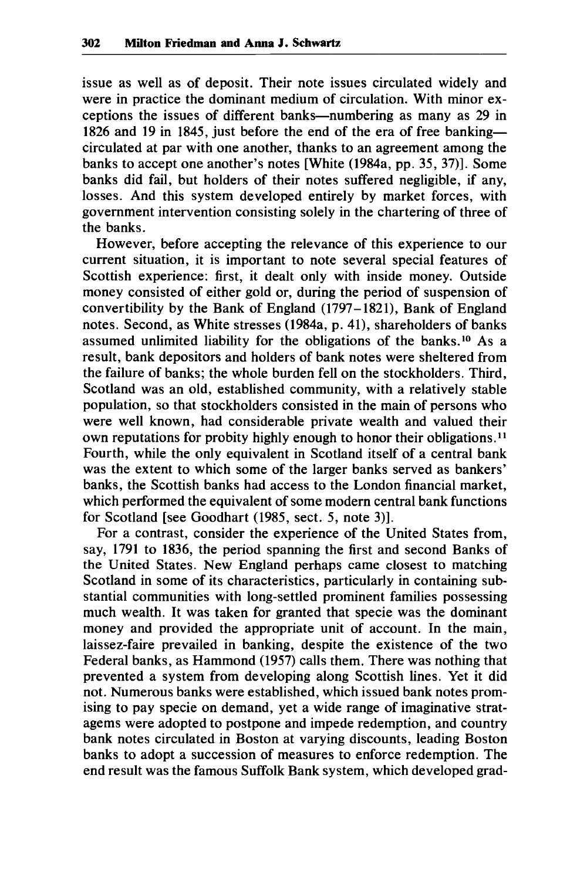issue as well as of deposit. Their note issues circulated widely and were in practice the dominant medium of circulation. With minor exceptions the issues of different banks—numbering as many as 29 in 1826 and 19 in 1845, just before the end of the era of free banking—circulated at par with one another, thanks to an agreement among the banks to accept one another's notes [White (1984a, pp. 35, 37)]. Some banks did fail, but holders of their notes suffered negligible, if any, losses. And this system developed entirely by market forces, with government intervention consisting solely in the chartering of three of the banks.

However, before accepting the relevance of this experience to our current situation, it is important to note several special features of Scottish experience: first, it dealt only with inside money. Outside money consisted of either gold or, during the period of suspension of convertibility by the Bank of England (1797–1821), Bank of England notes. Second, as White stresses (1984a, p. 41), shareholders of banks assumed unlimited liability for the obligations of the banks.[10] As a result, bank depositors and holders of bank notes were sheltered from the failure of banks; the whole burden fell on the stockholders. Third, Scotland was an old, established community, with a relatively stable population, so that stockholders consisted in the main of persons who were well known, had considerable private wealth and valued their own reputations for probity highly enough to honor their obligations.[11] Fourth, while the only equivalent in Scotland itself of a central bank was the extent to which some of the larger banks served as bankers' banks, the Scottish banks had access to the London financial market, which performed the equivalent of some modern central bank functions for Scotland [see Goodhart (1985, sect. 5, note 3)].

For a contrast, consider the experience of the United States from, say, 1791 to 1836, the period spanning the first and second Banks of the United States. New England perhaps came closest to matching Scotland in some of its characteristics, particularly in containing substantial communities with long-settled prominent families possessing much wealth. It was taken for granted that specie was the dominant money and provided the appropriate unit of account. In the main, laissez-faire prevailed in banking, despite the existence of the two Federal banks, as Hammond (1957) calls them. There was nothing that prevented a system from developing along Scottish lines. Yet it did not. Numerous banks were established, which issued bank notes promising to pay specie on demand, yet a wide range of imaginative stratagems were adopted to postpone and impede redemption, and country bank notes circulated in Boston at varying discounts, leading Boston banks to adopt a succession of measures to enforce redemption. The end result was the famous Suffolk Bank system, which developed grad-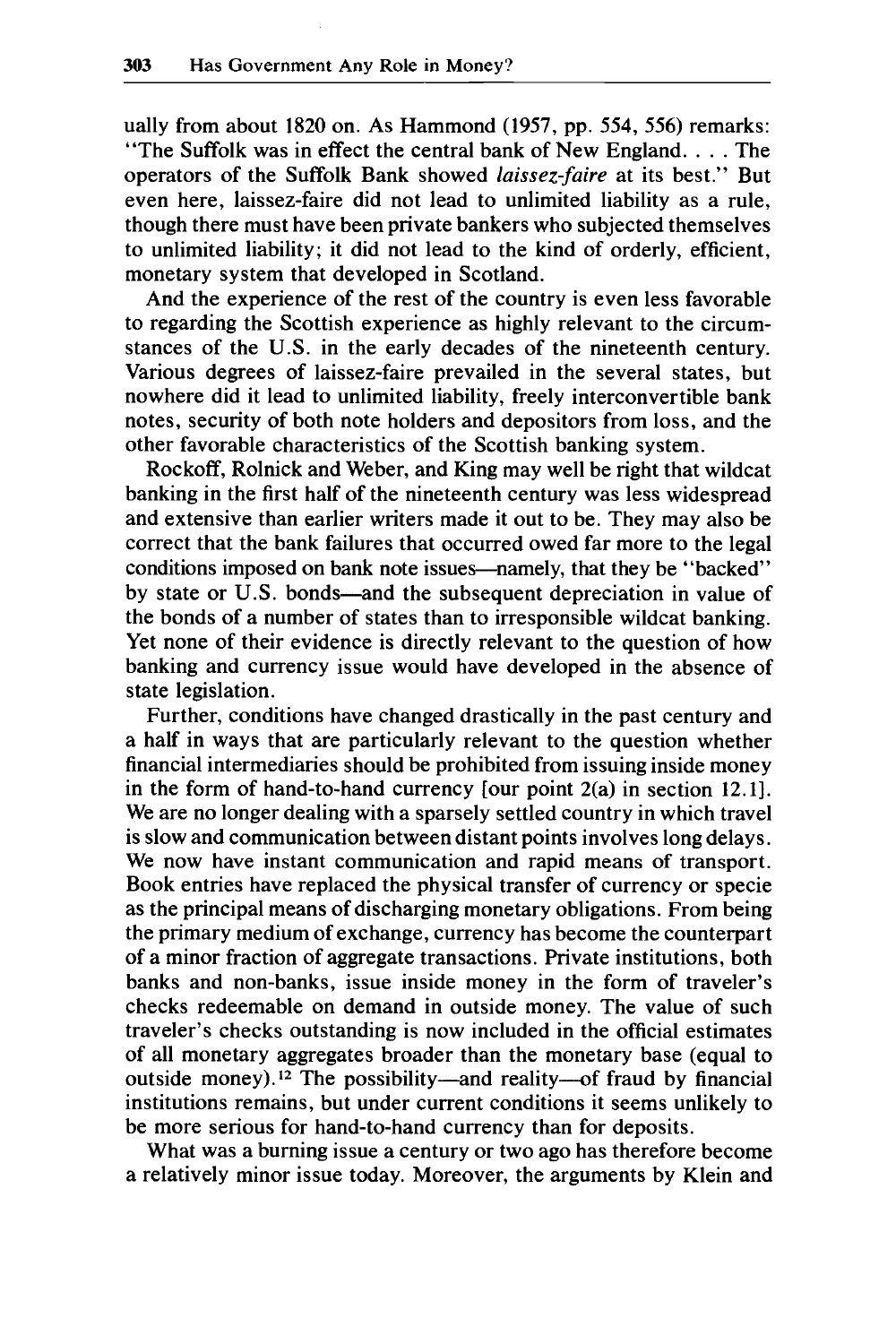ually from about 1820 on. As Hammond (1957, pp. 554, 556) remarks: "The Suffolk was in effect the central bank of New England. . . . The operators of the Suffolk Bank showed *laissez-faire* at its best." But even here, laissez-faire did not lead to unlimited liability as a rule, though there must have been private bankers who subjected themselves to unlimited liability; it did not lead to the kind of orderly, efficient, monetary system that developed in Scotland.

And the experience of the rest of the country is even less favorable to regarding the Scottish experience as highly relevant to the circumstances of the U.S. in the early decades of the nineteenth century. Various degrees of laissez-faire prevailed in the several states, but nowhere did it lead to unlimited liability, freely interconvertible bank notes, security of both note holders and depositors from loss, and the other favorable characteristics of the Scottish banking system.

Rockoff, Rolnick and Weber, and King may well be right that wildcat banking in the first half of the nineteenth century was less widespread and extensive than earlier writers made it out to be. They may also be correct that the bank failures that occurred owed far more to the legal conditions imposed on bank note issues—namely, that they be "backed" by state or U.S. bonds—and the subsequent depreciation in value of the bonds of a number of states than to irresponsible wildcat banking. Yet none of their evidence is directly relevant to the question of how banking and currency issue would have developed in the absence of state legislation.

Further, conditions have changed drastically in the past century and a half in ways that are particularly relevant to the question whether financial intermediaries should be prohibited from issuing inside money in the form of hand-to-hand currency [our point 2(a) in section 12.1]. We are no longer dealing with a sparsely settled country in which travel is slow and communication between distant points involves long delays. We now have instant communication and rapid means of transport. Book entries have replaced the physical transfer of currency or specie as the principal means of discharging monetary obligations. From being the primary medium of exchange, currency has become the counterpart of a minor fraction of aggregate transactions. Private institutions, both banks and non-banks, issue inside money in the form of traveler's checks redeemable on demand in outside money. The value of such traveler's checks outstanding is now included in the official estimates of all monetary aggregates broader than the monetary base (equal to outside money).[12] The possibility—and reality—of fraud by financial institutions remains, but under current conditions it seems unlikely to be more serious for hand-to-hand currency than for deposits.

What was a burning issue a century or two ago has therefore become a relatively minor issue today. Moreover, the arguments by Klein and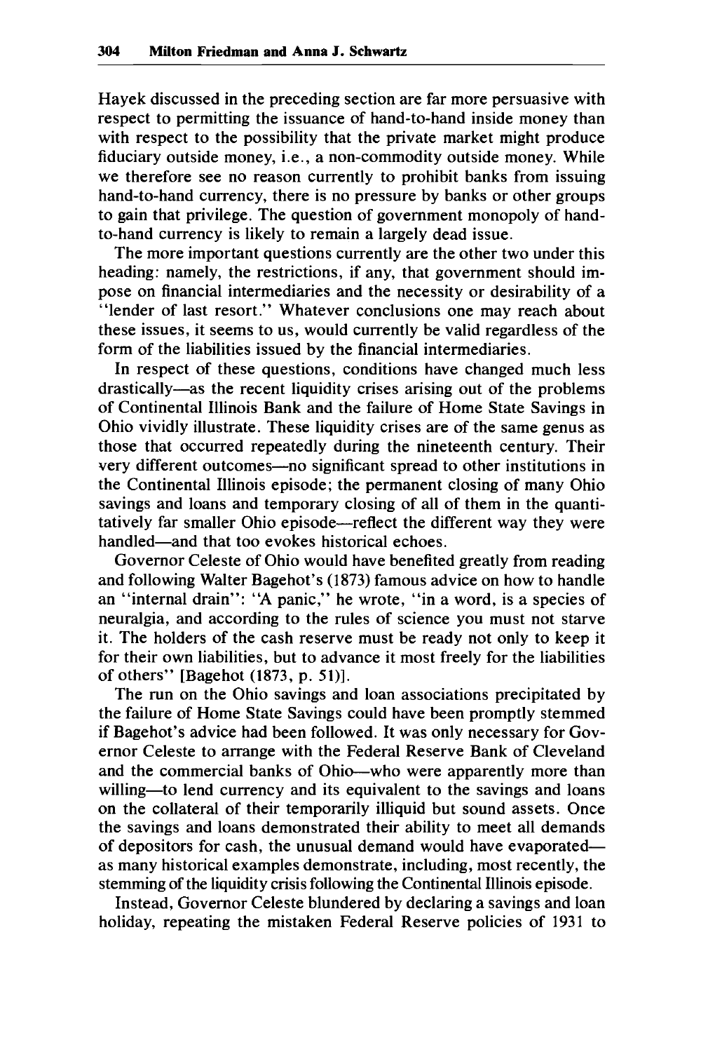Hayek discussed in the preceding section are far more persuasive with respect to permitting the issuance of hand-to-hand inside money than with respect to the possibility that the private market might produce fiduciary outside money, i.e., a non-commodity outside money. While we therefore see no reason currently to prohibit banks from issuing hand-to-hand currency, there is no pressure by banks or other groups to gain that privilege. The question of government monopoly of hand-to-hand currency is likely to remain a largely dead issue.

The more important questions currently are the other two under this heading: namely, the restrictions, if any, that government should impose on financial intermediaries and the necessity or desirability of a "lender of last resort." Whatever conclusions one may reach about these issues, it seems to us, would currently be valid regardless of the form of the liabilities issued by the financial intermediaries.

In respect of these questions, conditions have changed much less drastically—as the recent liquidity crises arising out of the problems of Continental Illinois Bank and the failure of Home State Savings in Ohio vividly illustrate. These liquidity crises are of the same genus as those that occurred repeatedly during the nineteenth century. Their very different outcomes—no significant spread to other institutions in the Continental Illinois episode; the permanent closing of many Ohio savings and loans and temporary closing of all of them in the quantitatively far smaller Ohio episode—reflect the different way they were handled—and that too evokes historical echoes.

Governor Celeste of Ohio would have benefited greatly from reading and following Walter Bagehot's (1873) famous advice on how to handle an "internal drain": "A panic," he wrote, "in a word, is a species of neuralgia, and according to the rules of science you must not starve it. The holders of the cash reserve must be ready not only to keep it for their own liabilities, but to advance it most freely for the liabilities of others" [Bagehot (1873, p. 51)].

The run on the Ohio savings and loan associations precipitated by the failure of Home State Savings could have been promptly stemmed if Bagehot's advice had been followed. It was only necessary for Governor Celeste to arrange with the Federal Reserve Bank of Cleveland and the commercial banks of Ohio—who were apparently more than willing—to lend currency and its equivalent to the savings and loans on the collateral of their temporarily illiquid but sound assets. Once the savings and loans demonstrated their ability to meet all demands of depositors for cash, the unusual demand would have evaporated—as many historical examples demonstrate, including, most recently, the stemming of the liquidity crisis following the Continental Illinois episode.

Instead, Governor Celeste blundered by declaring a savings and loan holiday, repeating the mistaken Federal Reserve policies of 1931 to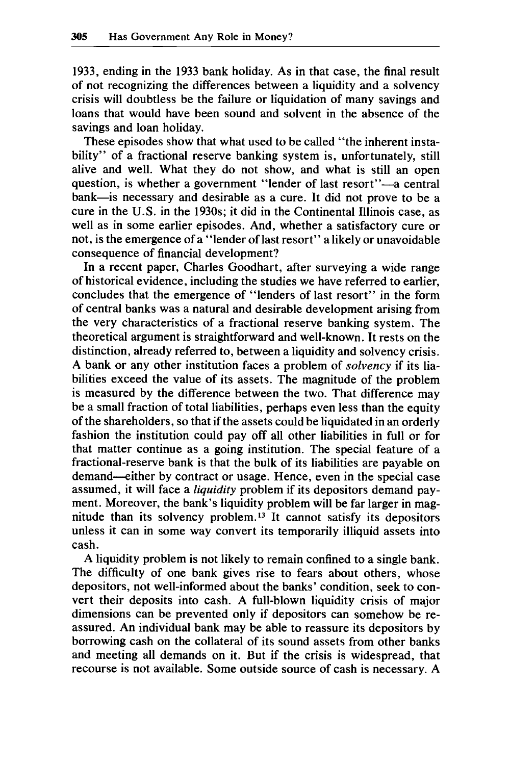1933, ending in the 1933 bank holiday. As in that case, the final result of not recognizing the differences between a liquidity and a solvency crisis will doubtless be the failure or liquidation of many savings and loans that would have been sound and solvent in the absence of the savings and loan holiday.

These episodes show that what used to be called "the inherent instability" of a fractional reserve banking system is, unfortunately, still alive and well. What they do not show, and what is still an open question, is whether a government "lender of last resort"—a central bank—is necessary and desirable as a cure. It did not prove to be a cure in the U.S. in the 1930s; it did in the Continental Illinois case, as well as in some earlier episodes. And, whether a satisfactory cure or not, is the emergence of a "lender of last resort" a likely or unavoidable consequence of financial development?

In a recent paper, Charles Goodhart, after surveying a wide range of historical evidence, including the studies we have referred to earlier, concludes that the emergence of "lenders of last resort" in the form of central banks was a natural and desirable development arising from the very characteristics of a fractional reserve banking system. The theoretical argument is straightforward and well-known. It rests on the distinction, already referred to, between a liquidity and solvency crisis. A bank or any other institution faces a problem of *solvency* if its liabilities exceed the value of its assets. The magnitude of the problem is measured by the difference between the two. That difference may be a small fraction of total liabilities, perhaps even less than the equity of the shareholders, so that if the assets could be liquidated in an orderly fashion the institution could pay off all other liabilities in full or for that matter continue as a going institution. The special feature of a fractional-reserve bank is that the bulk of its liabilities are payable on demand—either by contract or usage. Hence, even in the special case assumed, it will face a *liquidity* problem if its depositors demand payment. Moreover, the bank's liquidity problem will be far larger in magnitude than its solvency problem.[13] It cannot satisfy its depositors unless it can in some way convert its temporarily illiquid assets into cash.

A liquidity problem is not likely to remain confined to a single bank. The difficulty of one bank gives rise to fears about others, whose depositors, not well-informed about the banks' condition, seek to convert their deposits into cash. A full-blown liquidity crisis of major dimensions can be prevented only if depositors can somehow be reassured. An individual bank may be able to reassure its depositors by borrowing cash on the collateral of its sound assets from other banks and meeting all demands on it. But if the crisis is widespread, that recourse is not available. Some outside source of cash is necessary. A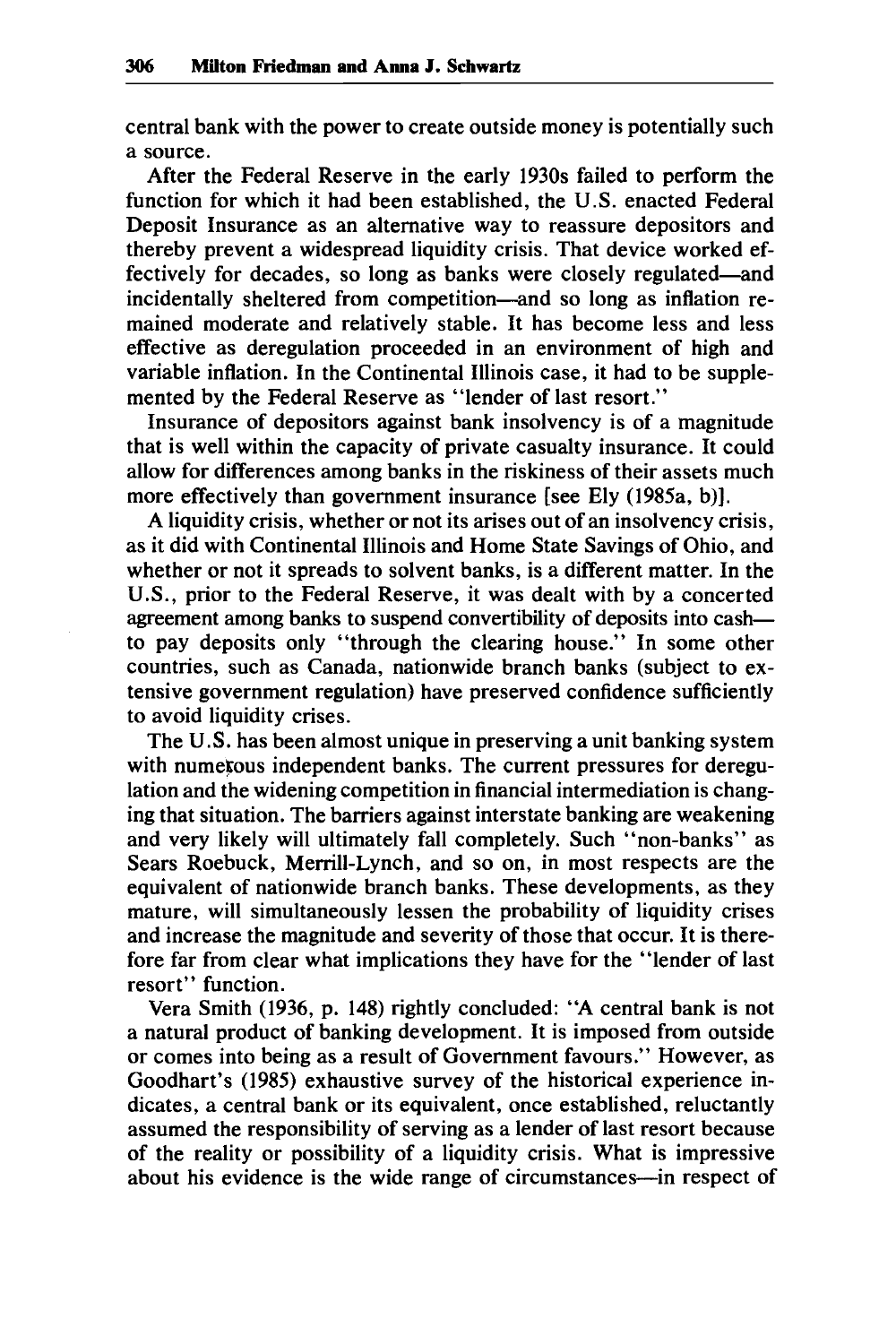central bank with the power to create outside money is potentially such a source.

After the Federal Reserve in the early 1930s failed to perform the function for which it had been established, the U.S. enacted Federal Deposit Insurance as an alternative way to reassure depositors and thereby prevent a widespread liquidity crisis. That device worked effectively for decades, so long as banks were closely regulated—and incidentally sheltered from competition—and so long as inflation remained moderate and relatively stable. It has become less and less effective as deregulation proceeded in an environment of high and variable inflation. In the Continental Illinois case, it had to be supplemented by the Federal Reserve as "lender of last resort."

Insurance of depositors against bank insolvency is of a magnitude that is well within the capacity of private casualty insurance. It could allow for differences among banks in the riskiness of their assets much more effectively than government insurance [see Ely (1985a, b)].

A liquidity crisis, whether or not its arises out of an insolvency crisis, as it did with Continental Illinois and Home State Savings of Ohio, and whether or not it spreads to solvent banks, is a different matter. In the U.S., prior to the Federal Reserve, it was dealt with by a concerted agreement among banks to suspend convertibility of deposits into cash—to pay deposits only "through the clearing house." In some other countries, such as Canada, nationwide branch banks (subject to extensive government regulation) have preserved confidence sufficiently to avoid liquidity crises.

The U.S. has been almost unique in preserving a unit banking system with numerous independent banks. The current pressures for deregulation and the widening competition in financial intermediation is changing that situation. The barriers against interstate banking are weakening and very likely will ultimately fall completely. Such "non-banks" as Sears Roebuck, Merrill-Lynch, and so on, in most respects are the equivalent of nationwide branch banks. These developments, as they mature, will simultaneously lessen the probability of liquidity crises and increase the magnitude and severity of those that occur. It is therefore far from clear what implications they have for the "lender of last resort" function.

Vera Smith (1936, p. 148) rightly concluded: "A central bank is not a natural product of banking development. It is imposed from outside or comes into being as a result of Government favours." However, as Goodhart's (1985) exhaustive survey of the historical experience indicates, a central bank or its equivalent, once established, reluctantly assumed the responsibility of serving as a lender of last resort because of the reality or possibility of a liquidity crisis. What is impressive about his evidence is the wide range of circumstances—in respect of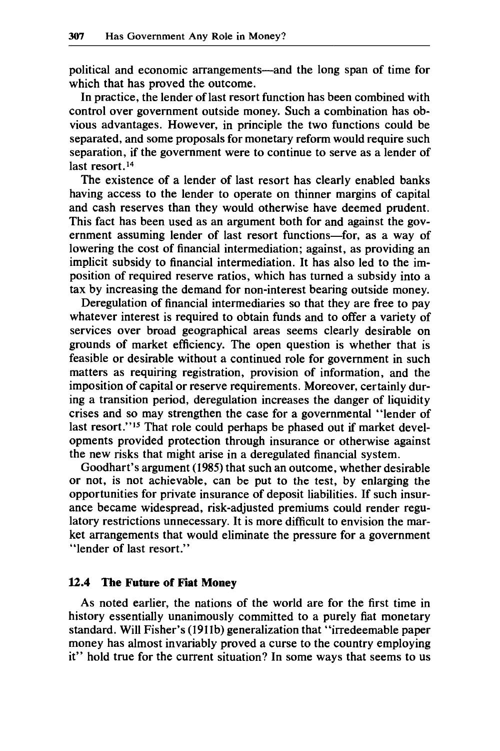political and economic arrangements—and the long span of time for which that has proved the outcome.

In practice, the lender of last resort function has been combined with control over government outside money. Such a combination has obvious advantages. However, in principle the two functions could be separated, and some proposals for monetary reform would require such separation, if the government were to continue to serve as a lender of last resort.[14]

The existence of a lender of last resort has clearly enabled banks having access to the lender to operate on thinner margins of capital and cash reserves than they would otherwise have deemed prudent. This fact has been used as an argument both for and against the government assuming lender of last resort functions—for, as a way of lowering the cost of financial intermediation; against, as providing an implicit subsidy to financial intermediation. It has also led to the imposition of required reserve ratios, which has turned a subsidy into a tax by increasing the demand for non-interest bearing outside money.

Deregulation of financial intermediaries so that they are free to pay whatever interest is required to obtain funds and to offer a variety of services over broad geographical areas seems clearly desirable on grounds of market efficiency. The open question is whether that is feasible or desirable without a continued role for government in such matters as requiring registration, provision of information, and the imposition of capital or reserve requirements. Moreover, certainly during a transition period, deregulation increases the danger of liquidity crises and so may strengthen the case for a governmental "lender of last resort."[15] That role could perhaps be phased out if market developments provided protection through insurance or otherwise against the new risks that might arise in a deregulated financial system.

Goodhart's argument (1985) that such an outcome, whether desirable or not, is not achievable, can be put to the test, by enlarging the opportunities for private insurance of deposit liabilities. If such insurance became widespread, risk-adjusted premiums could render regulatory restrictions unnecessary. It is more difficult to envision the market arrangements that would eliminate the pressure for a government "lender of last resort."

## 12.4 The Future of Fiat Money

As noted earlier, the nations of the world are for the first time in history essentially unanimously committed to a purely fiat monetary standard. Will Fisher's (1911b) generalization that "irredeemable paper money has almost invariably proved a curse to the country employing it" hold true for the current situation? In some ways that seems to us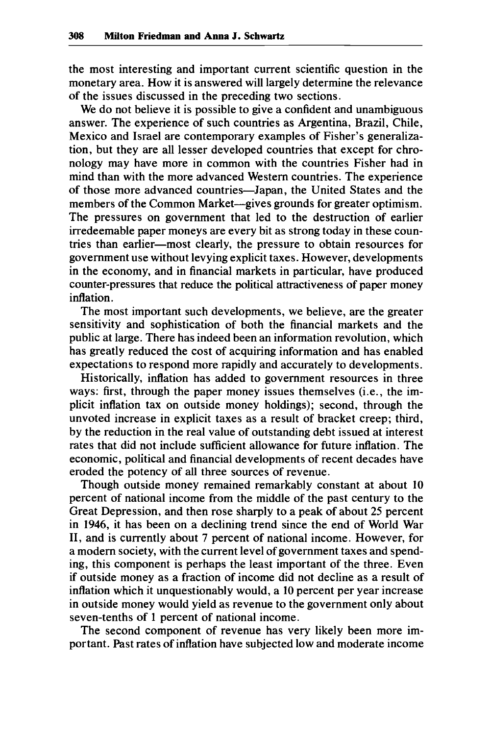the most interesting and important current scientific question in the monetary area. How it is answered will largely determine the relevance of the issues discussed in the preceding two sections.

We do not believe it is possible to give a confident and unambiguous answer. The experience of such countries as Argentina, Brazil, Chile, Mexico and Israel are contemporary examples of Fisher's generalization, but they are all lesser developed countries that except for chronology may have more in common with the countries Fisher had in mind than with the more advanced Western countries. The experience of those more advanced countries—Japan, the United States and the members of the Common Market—gives grounds for greater optimism. The pressures on government that led to the destruction of earlier irredeemable paper moneys are every bit as strong today in these countries than earlier—most clearly, the pressure to obtain resources for government use without levying explicit taxes. However, developments in the economy, and in financial markets in particular, have produced counter-pressures that reduce the political attractiveness of paper money inflation.

The most important such developments, we believe, are the greater sensitivity and sophistication of both the financial markets and the public at large. There has indeed been an information revolution, which has greatly reduced the cost of acquiring information and has enabled expectations to respond more rapidly and accurately to developments.

Historically, inflation has added to government resources in three ways: first, through the paper money issues themselves (i.e., the implicit inflation tax on outside money holdings); second, through the unvoted increase in explicit taxes as a result of bracket creep; third, by the reduction in the real value of outstanding debt issued at interest rates that did not include sufficient allowance for future inflation. The economic, political and financial developments of recent decades have eroded the potency of all three sources of revenue.

Though outside money remained remarkably constant at about 10 percent of national income from the middle of the past century to the Great Depression, and then rose sharply to a peak of about 25 percent in 1946, it has been on a declining trend since the end of World War II, and is currently about 7 percent of national income. However, for a modern society, with the current level of government taxes and spending, this component is perhaps the least important of the three. Even if outside money as a fraction of income did not decline as a result of inflation which it unquestionably would, a 10 percent per year increase in outside money would yield as revenue to the government only about seven-tenths of 1 percent of national income.

The second component of revenue has very likely been more important. Past rates of inflation have subjected low and moderate income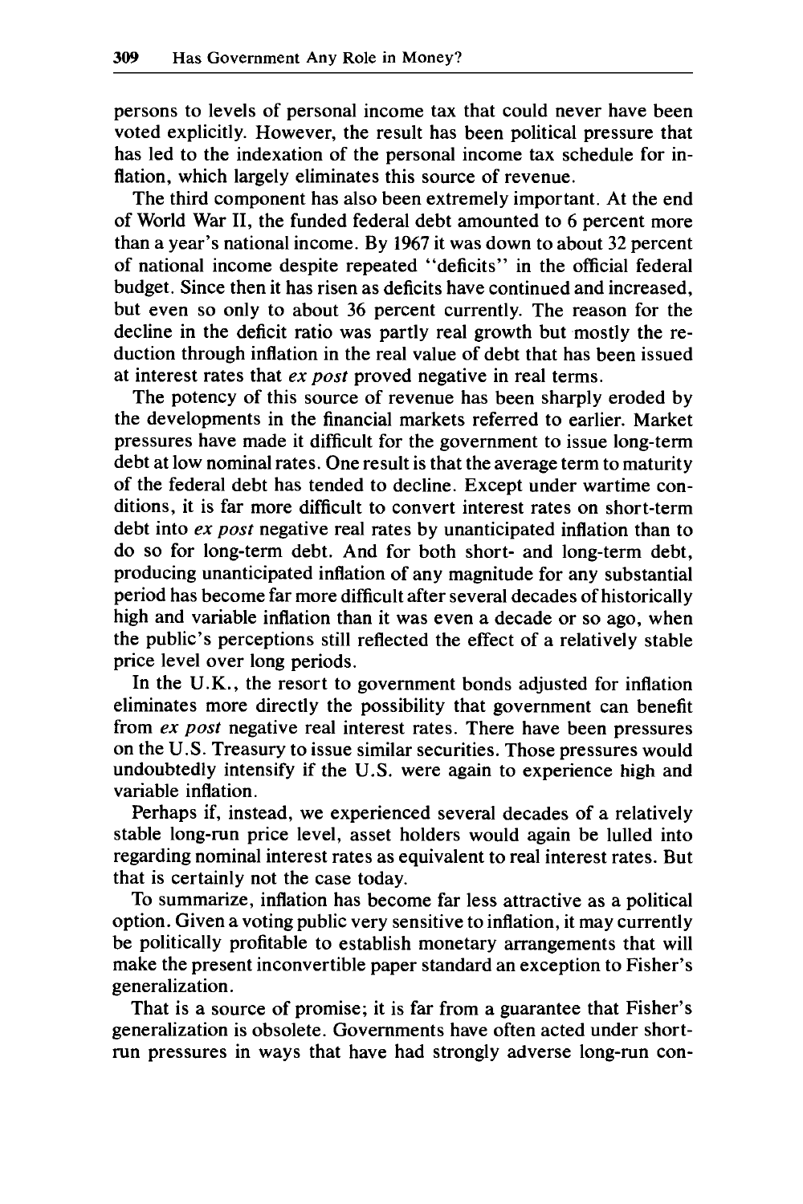persons to levels of personal income tax that could never have been voted explicitly. However, the result has been political pressure that has led to the indexation of the personal income tax schedule for inflation, which largely eliminates this source of revenue.

The third component has also been extremely important. At the end of World War II, the funded federal debt amounted to 6 percent more than a year's national income. By 1967 it was down to about 32 percent of national income despite repeated "deficits" in the official federal budget. Since then it has risen as deficits have continued and increased, but even so only to about 36 percent currently. The reason for the decline in the deficit ratio was partly real growth but mostly the reduction through inflation in the real value of debt that has been issued at interest rates that *ex post* proved negative in real terms.

The potency of this source of revenue has been sharply eroded by the developments in the financial markets referred to earlier. Market pressures have made it difficult for the government to issue long-term debt at low nominal rates. One result is that the average term to maturity of the federal debt has tended to decline. Except under wartime conditions, it is far more difficult to convert interest rates on short-term debt into *ex post* negative real rates by unanticipated inflation than to do so for long-term debt. And for both short- and long-term debt, producing unanticipated inflation of any magnitude for any substantial period has become far more difficult after several decades of historically high and variable inflation than it was even a decade or so ago, when the public's perceptions still reflected the effect of a relatively stable price level over long periods.

In the U.K., the resort to government bonds adjusted for inflation eliminates more directly the possibility that government can benefit from *ex post* negative real interest rates. There have been pressures on the U.S. Treasury to issue similar securities. Those pressures would undoubtedly intensify if the U.S. were again to experience high and variable inflation.

Perhaps if, instead, we experienced several decades of a relatively stable long-run price level, asset holders would again be lulled into regarding nominal interest rates as equivalent to real interest rates. But that is certainly not the case today.

To summarize, inflation has become far less attractive as a political option. Given a voting public very sensitive to inflation, it may currently be politically profitable to establish monetary arrangements that will make the present inconvertible paper standard an exception to Fisher's generalization.

That is a source of promise; it is far from a guarantee that Fisher's generalization is obsolete. Governments have often acted under short-run pressures in ways that have had strongly adverse long-run con-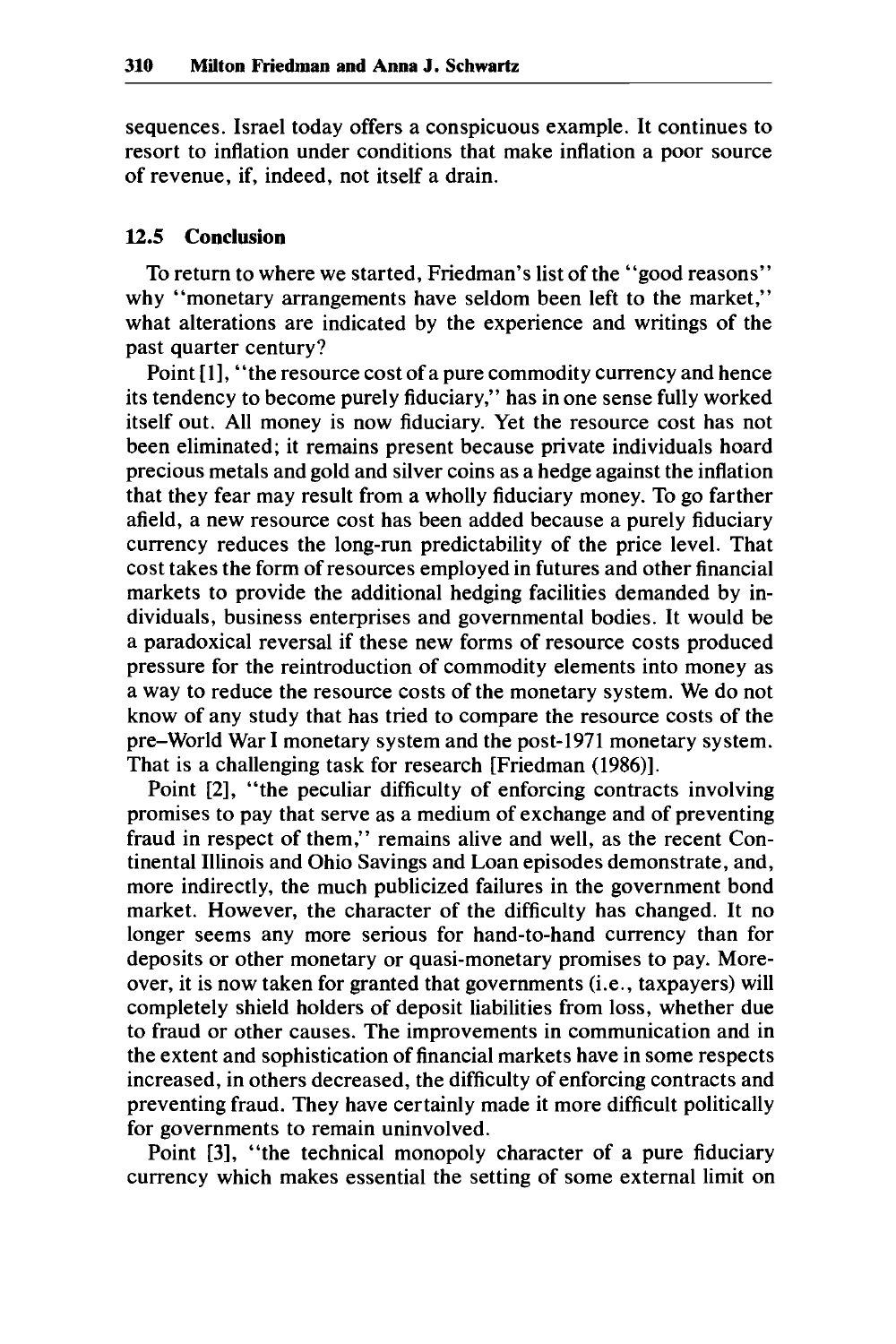sequences. Israel today offers a conspicuous example. It continues to resort to inflation under conditions that make inflation a poor source of revenue, if, indeed, not itself a drain.

## 12.5 Conclusion

To return to where we started, Friedman's list of the "good reasons" why "monetary arrangements have seldom been left to the market," what alterations are indicated by the experience and writings of the past quarter century?

Point [1], "the resource cost of a pure commodity currency and hence its tendency to become purely fiduciary," has in one sense fully worked itself out. All money is now fiduciary. Yet the resource cost has not been eliminated; it remains present because private individuals hoard precious metals and gold and silver coins as a hedge against the inflation that they fear may result from a wholly fiduciary money. To go farther afield, a new resource cost has been added because a purely fiduciary currency reduces the long-run predictability of the price level. That cost takes the form of resources employed in futures and other financial markets to provide the additional hedging facilities demanded by individuals, business enterprises and governmental bodies. It would be a paradoxical reversal if these new forms of resource costs produced pressure for the reintroduction of commodity elements into money as a way to reduce the resource costs of the monetary system. We do not know of any study that has tried to compare the resource costs of the pre–World War I monetary system and the post-1971 monetary system. That is a challenging task for research [Friedman (1986)].

Point [2], "the peculiar difficulty of enforcing contracts involving promises to pay that serve as a medium of exchange and of preventing fraud in respect of them," remains alive and well, as the recent Continental Illinois and Ohio Savings and Loan episodes demonstrate, and, more indirectly, the much publicized failures in the government bond market. However, the character of the difficulty has changed. It no longer seems any more serious for hand-to-hand currency than for deposits or other monetary or quasi-monetary promises to pay. Moreover, it is now taken for granted that governments (i.e., taxpayers) will completely shield holders of deposit liabilities from loss, whether due to fraud or other causes. The improvements in communication and in the extent and sophistication of financial markets have in some respects increased, in others decreased, the difficulty of enforcing contracts and preventing fraud. They have certainly made it more difficult politically for governments to remain uninvolved.

Point [3], "the technical monopoly character of a pure fiduciary currency which makes essential the setting of some external limit on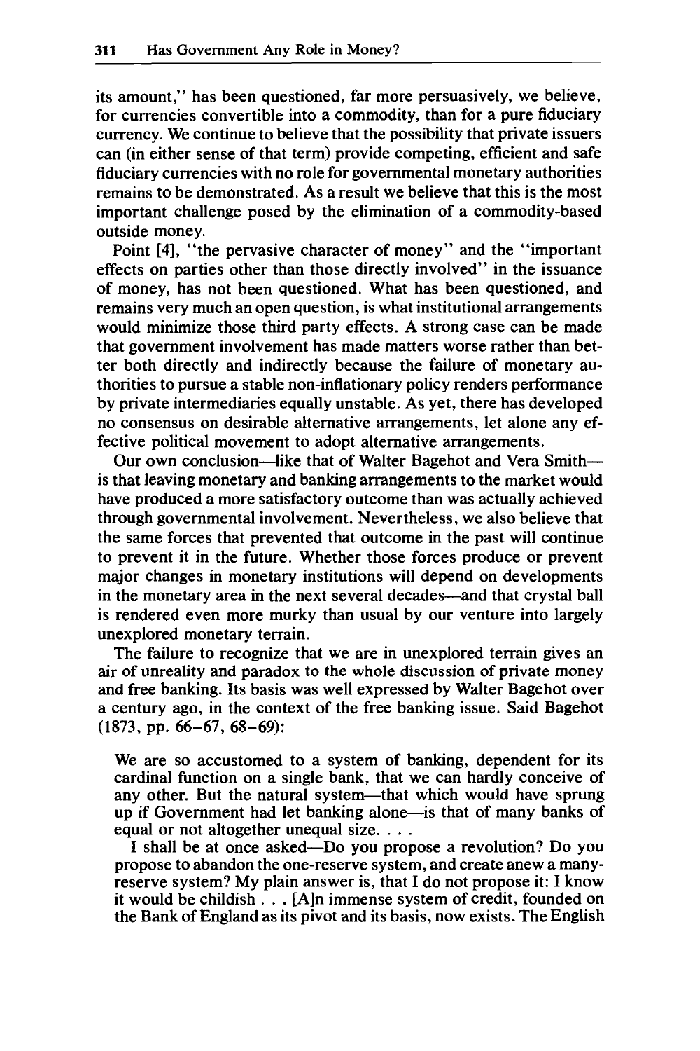its amount," has been questioned, far more persuasively, we believe, for currencies convertible into a commodity, than for a pure fiduciary currency. We continue to believe that the possibility that private issuers can (in either sense of that term) provide competing, efficient and safe fiduciary currencies with no role for governmental monetary authorities remains to be demonstrated. As a result we believe that this is the most important challenge posed by the elimination of a commodity-based outside money.

Point [4], "the pervasive character of money" and the "important effects on parties other than those directly involved" in the issuance of money, has not been questioned. What has been questioned, and remains very much an open question, is what institutional arrangements would minimize those third party effects. A strong case can be made that government involvement has made matters worse rather than better both directly and indirectly because the failure of monetary authorities to pursue a stable non-inflationary policy renders performance by private intermediaries equally unstable. As yet, there has developed no consensus on desirable alternative arrangements, let alone any effective political movement to adopt alternative arrangements.

Our own conclusion—like that of Walter Bagehot and Vera Smith—is that leaving monetary and banking arrangements to the market would have produced a more satisfactory outcome than was actually achieved through governmental involvement. Nevertheless, we also believe that the same forces that prevented that outcome in the past will continue to prevent it in the future. Whether those forces produce or prevent major changes in monetary institutions will depend on developments in the monetary area in the next several decades—and that crystal ball is rendered even more murky than usual by our venture into largely unexplored monetary terrain.

The failure to recognize that we are in unexplored terrain gives an air of unreality and paradox to the whole discussion of private money and free banking. Its basis was well expressed by Walter Bagehot over a century ago, in the context of the free banking issue. Said Bagehot (1873, pp. 66–67, 68–69):

> We are so accustomed to a system of banking, dependent for its cardinal function on a single bank, that we can hardly conceive of any other. But the natural system—that which would have sprung up if Government had let banking alone—is that of many banks of equal or not altogether unequal size. . . .
>
> I shall be at once asked—Do you propose a revolution? Do you propose to abandon the one-reserve system, and create anew a many-reserve system? My plain answer is, that I do not propose it: I know it would be childish . . . [A]n immense system of credit, founded on the Bank of England as its pivot and its basis, now exists. The English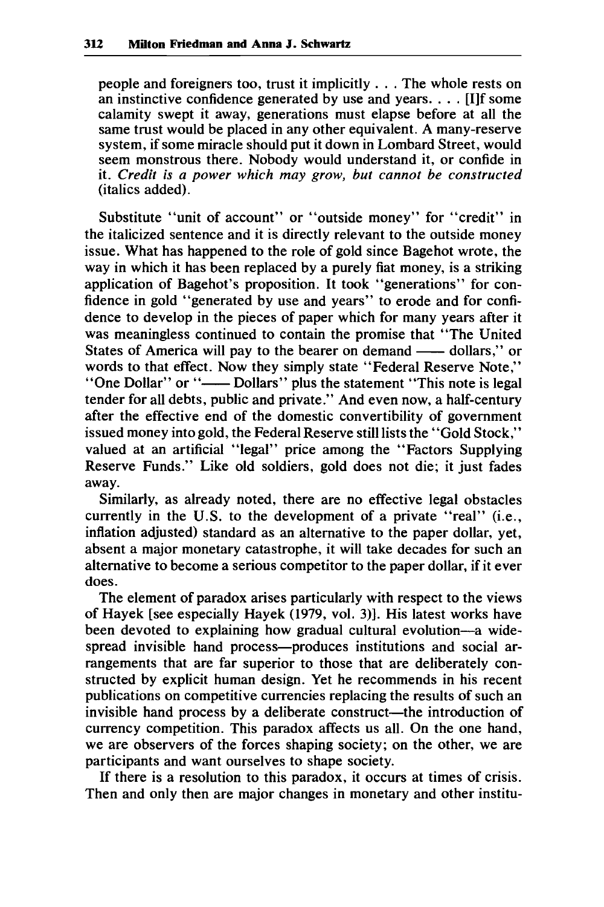people and foreigners too, trust it implicitly . . . The whole rests on an instinctive confidence generated by use and years. . . . [I]f some calamity swept it away, generations must elapse before at all the same trust would be placed in any other equivalent. A many-reserve system, if some miracle should put it down in Lombard Street, would seem monstrous there. Nobody would understand it, or confide in it. *Credit is a power which may grow, but cannot be constructed* (italics added).

Substitute "unit of account" or "outside money" for "credit" in the italicized sentence and it is directly relevant to the outside money issue. What has happened to the role of gold since Bagehot wrote, the way in which it has been replaced by a purely fiat money, is a striking application of Bagehot's proposition. It took "generations" for confidence in gold "generated by use and years" to erode and for confidence to develop in the pieces of paper which for many years after it was meaningless continued to contain the promise that "The United States of America will pay to the bearer on demand —— dollars," or words to that effect. Now they simply state "Federal Reserve Note," "One Dollar" or "—— Dollars" plus the statement "This note is legal tender for all debts, public and private." And even now, a half-century after the effective end of the domestic convertibility of government issued money into gold, the Federal Reserve still lists the "Gold Stock," valued at an artificial "legal" price among the "Factors Supplying Reserve Funds." Like old soldiers, gold does not die; it just fades away.

Similarly, as already noted, there are no effective legal obstacles currently in the U.S. to the development of a private "real" (i.e., inflation adjusted) standard as an alternative to the paper dollar, yet, absent a major monetary catastrophe, it will take decades for such an alternative to become a serious competitor to the paper dollar, if it ever does.

The element of paradox arises particularly with respect to the views of Hayek [see especially Hayek (1979, vol. 3)]. His latest works have been devoted to explaining how gradual cultural evolution—a widespread invisible hand process—produces institutions and social arrangements that are far superior to those that are deliberately constructed by explicit human design. Yet he recommends in his recent publications on competitive currencies replacing the results of such an invisible hand process by a deliberate construct—the introduction of currency competition. This paradox affects us all. On the one hand, we are observers of the forces shaping society; on the other, we are participants and want ourselves to shape society.

If there is a resolution to this paradox, it occurs at times of crisis. Then and only then are major changes in monetary and other institu-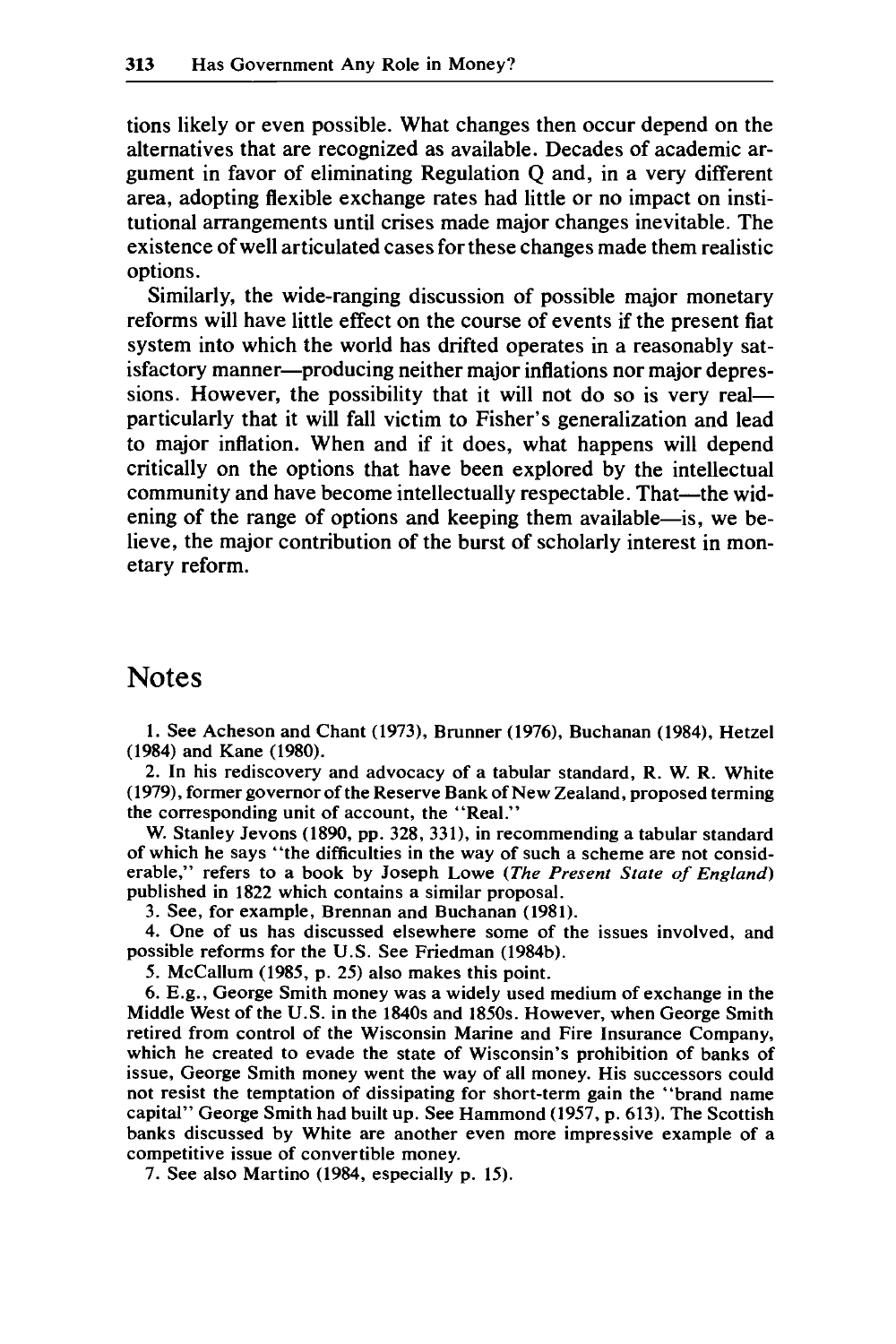tions likely or even possible. What changes then occur depend on the alternatives that are recognized as available. Decades of academic argument in favor of eliminating Regulation Q and, in a very different area, adopting flexible exchange rates had little or no impact on institutional arrangements until crises made major changes inevitable. The existence of well articulated cases for these changes made them realistic options.

Similarly, the wide-ranging discussion of possible major monetary reforms will have little effect on the course of events if the present fiat system into which the world has drifted operates in a reasonably satisfactory manner—producing neither major inflations nor major depressions. However, the possibility that it will not do so is very real—particularly that it will fall victim to Fisher's generalization and lead to major inflation. When and if it does, what happens will depend critically on the options that have been explored by the intellectual community and have become intellectually respectable. That—the widening of the range of options and keeping them available—is, we believe, the major contribution of the burst of scholarly interest in monetary reform.

## Notes

1. See Acheson and Chant (1973), Brunner (1976), Buchanan (1984), Hetzel (1984) and Kane (1980).

2. In his rediscovery and advocacy of a tabular standard, R. W. R. White (1979), former governor of the Reserve Bank of New Zealand, proposed terming the corresponding unit of account, the "Real."

W. Stanley Jevons (1890, pp. 328, 331), in recommending a tabular standard of which he says "the difficulties in the way of such a scheme are not considerable," refers to a book by Joseph Lowe (*The Present State of England*) published in 1822 which contains a similar proposal.

3. See, for example, Brennan and Buchanan (1981).

4. One of us has discussed elsewhere some of the issues involved, and possible reforms for the U.S. See Friedman (1984b).

5. McCallum (1985, p. 25) also makes this point.

6. E.g., George Smith money was a widely used medium of exchange in the Middle West of the U.S. in the 1840s and 1850s. However, when George Smith retired from control of the Wisconsin Marine and Fire Insurance Company, which he created to evade the state of Wisconsin's prohibition of banks of issue, George Smith money went the way of all money. His successors could not resist the temptation of dissipating for short-term gain the "brand name capital" George Smith had built up. See Hammond (1957, p. 613). The Scottish banks discussed by White are another even more impressive example of a competitive issue of convertible money.

7. See also Martino (1984, especially p. 15).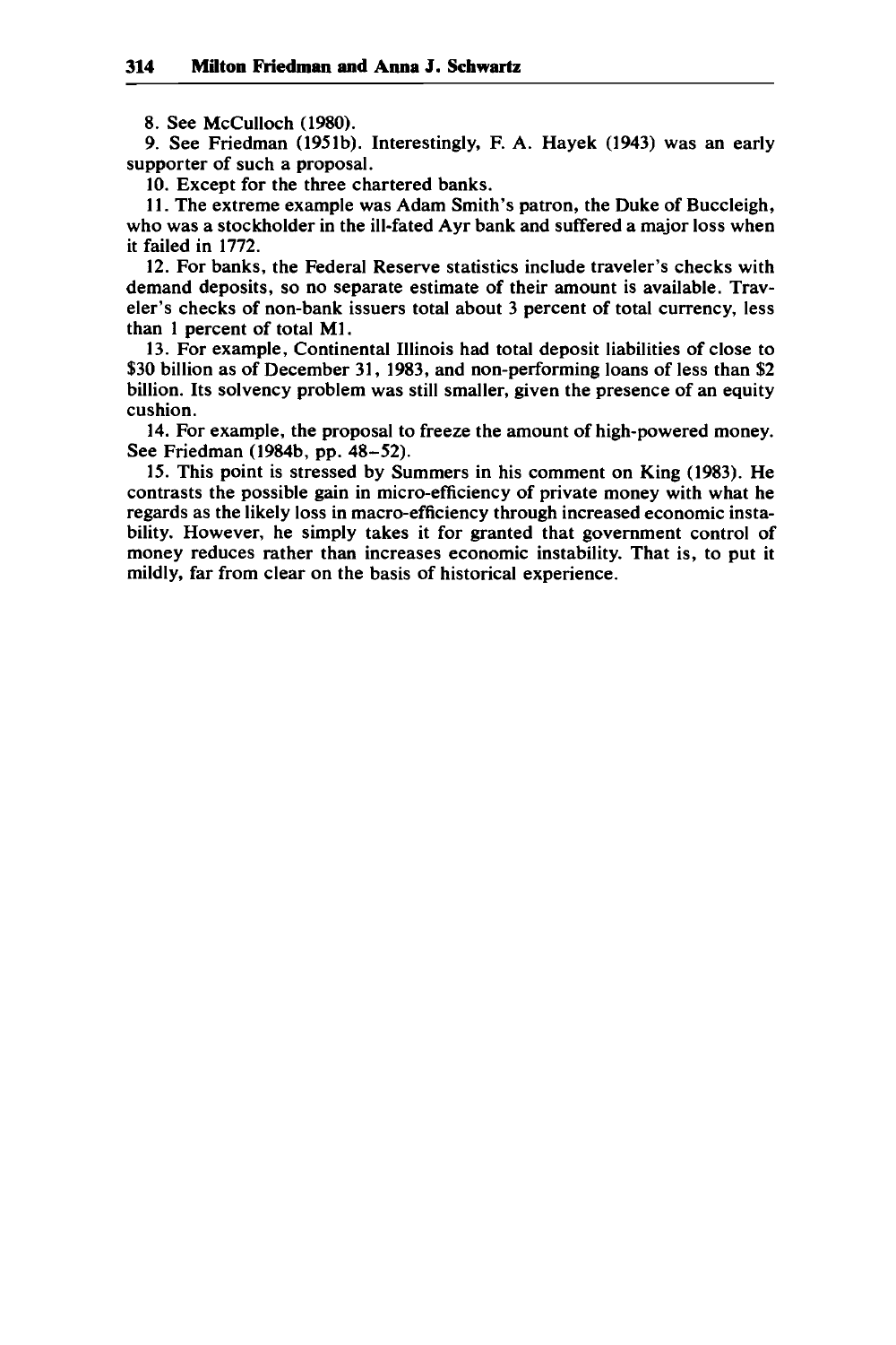8. See McCulloch (1980).

9. See Friedman (1951b). Interestingly, F. A. Hayek (1943) was an early supporter of such a proposal.

10. Except for the three chartered banks.

11. The extreme example was Adam Smith's patron, the Duke of Buccleigh, who was a stockholder in the ill-fated Ayr bank and suffered a major loss when it failed in 1772.

12. For banks, the Federal Reserve statistics include traveler's checks with demand deposits, so no separate estimate of their amount is available. Traveler's checks of non-bank issuers total about 3 percent of total currency, less than 1 percent of total M1.

13. For example, Continental Illinois had total deposit liabilities of close to $30 billion as of December 31, 1983, and non-performing loans of less than $2 billion. Its solvency problem was still smaller, given the presence of an equity cushion.

14. For example, the proposal to freeze the amount of high-powered money. See Friedman (1984b, pp. 48–52).

15. This point is stressed by Summers in his comment on King (1983). He contrasts the possible gain in micro-efficiency of private money with what he regards as the likely loss in macro-efficiency through increased economic instability. However, he simply takes it for granted that government control of money reduces rather than increases economic instability. That is, to put it mildly, far from clear on the basis of historical experience.